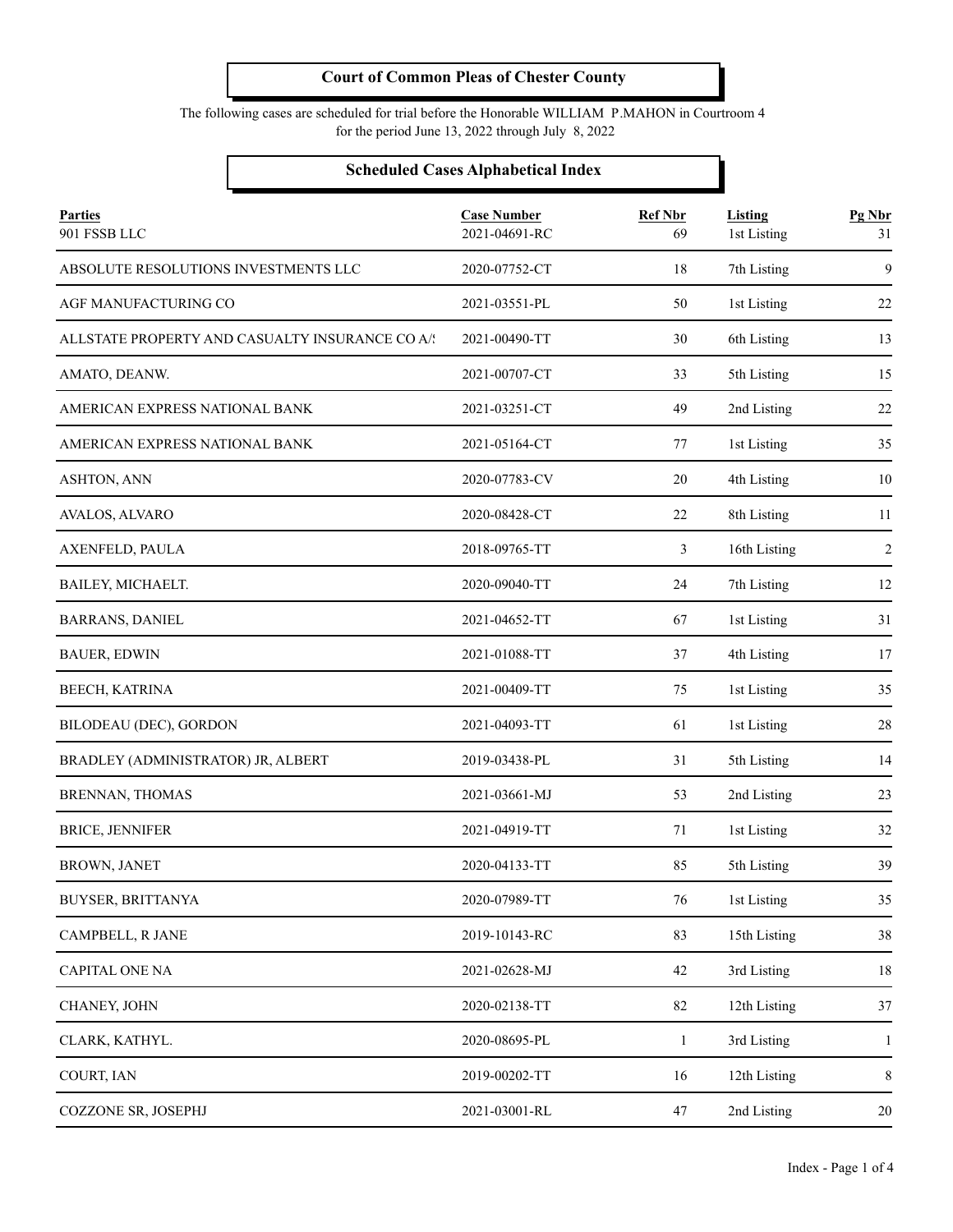# Court of Common Pleas of Chester County

The following cases are scheduled for trial before the Honorable WILLIAM P.MAHON in Courtroom 4
for the period June 13, 2022 through July 8, 2022

## Scheduled Cases Alphabetical Index

| Parties | Case Number | Ref Nbr | Listing | Pg Nbr |
|---|---|---|---|---|
| 901 FSSB LLC | 2021-04691-RC | 69 | 1st Listing | 31 |
| ABSOLUTE RESOLUTIONS INVESTMENTS LLC | 2020-07752-CT | 18 | 7th Listing | 9 |
| AGF MANUFACTURING CO | 2021-03551-PL | 50 | 1st Listing | 22 |
| ALLSTATE PROPERTY AND CASUALTY INSURANCE CO A/S | 2021-00490-TT | 30 | 6th Listing | 13 |
| AMATO, DEANW. | 2021-00707-CT | 33 | 5th Listing | 15 |
| AMERICAN EXPRESS NATIONAL BANK | 2021-03251-CT | 49 | 2nd Listing | 22 |
| AMERICAN EXPRESS NATIONAL BANK | 2021-05164-CT | 77 | 1st Listing | 35 |
| ASHTON, ANN | 2020-07783-CV | 20 | 4th Listing | 10 |
| AVALOS, ALVARO | 2020-08428-CT | 22 | 8th Listing | 11 |
| AXENFELD, PAULA | 2018-09765-TT | 3 | 16th Listing | 2 |
| BAILEY, MICHAELT. | 2020-09040-TT | 24 | 7th Listing | 12 |
| BARRANS, DANIEL | 2021-04652-TT | 67 | 1st Listing | 31 |
| BAUER, EDWIN | 2021-01088-TT | 37 | 4th Listing | 17 |
| BEECH, KATRINA | 2021-00409-TT | 75 | 1st Listing | 35 |
| BILODEAU (DEC), GORDON | 2021-04093-TT | 61 | 1st Listing | 28 |
| BRADLEY (ADMINISTRATOR) JR, ALBERT | 2019-03438-PL | 31 | 5th Listing | 14 |
| BRENNAN, THOMAS | 2021-03661-MJ | 53 | 2nd Listing | 23 |
| BRICE, JENNIFER | 2021-04919-TT | 71 | 1st Listing | 32 |
| BROWN, JANET | 2020-04133-TT | 85 | 5th Listing | 39 |
| BUYSER, BRITTANYA | 2020-07989-TT | 76 | 1st Listing | 35 |
| CAMPBELL, R JANE | 2019-10143-RC | 83 | 15th Listing | 38 |
| CAPITAL ONE NA | 2021-02628-MJ | 42 | 3rd Listing | 18 |
| CHANEY, JOHN | 2020-02138-TT | 82 | 12th Listing | 37 |
| CLARK, KATHYL. | 2020-08695-PL | 1 | 3rd Listing | 1 |
| COURT, IAN | 2019-00202-TT | 16 | 12th Listing | 8 |
| COZZONE SR, JOSEPHJ | 2021-03001-RL | 47 | 2nd Listing | 20 |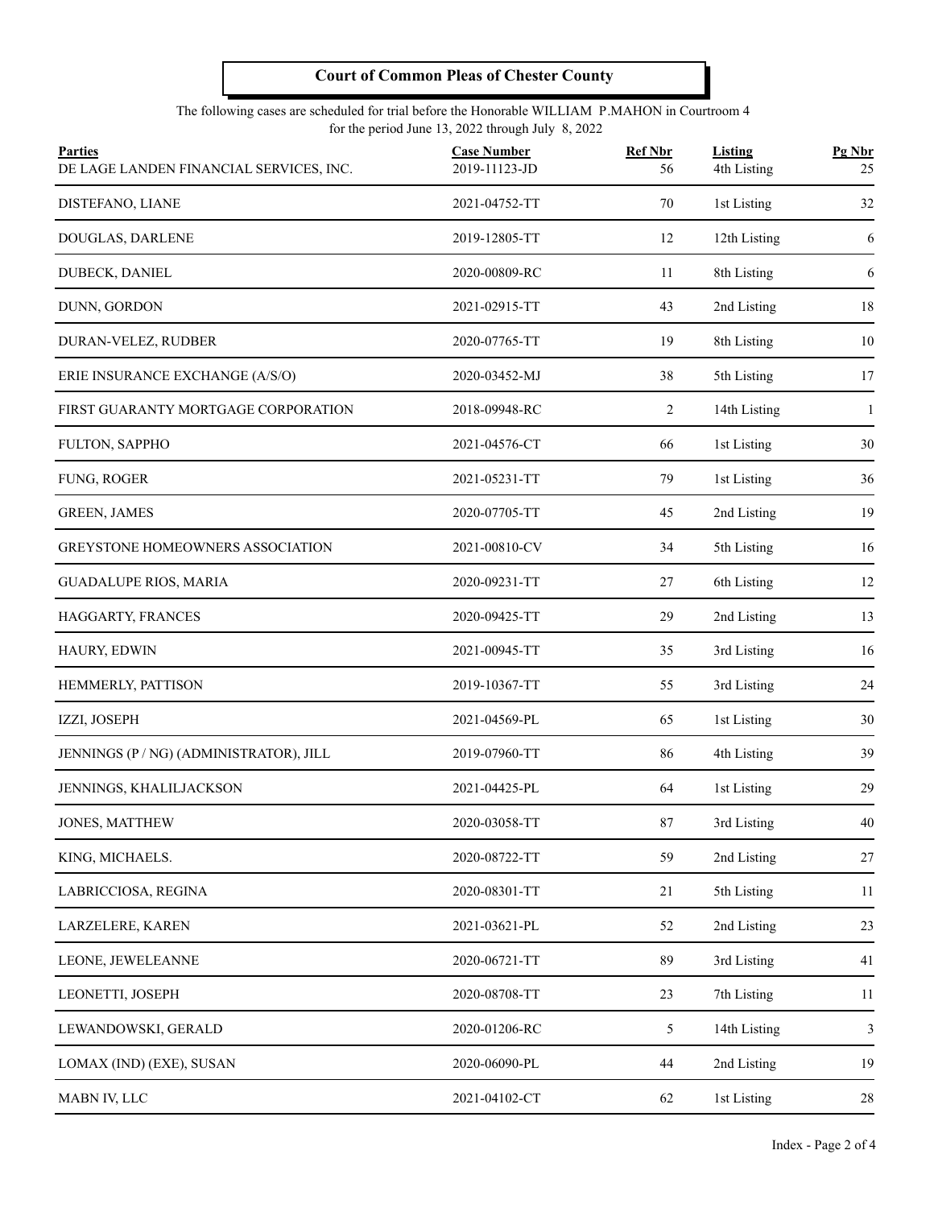## Court of Common Pleas of Chester County

The following cases are scheduled for trial before the Honorable WILLIAM P.MAHON in Courtroom 4 for the period June 13, 2022 through July 8, 2022

| Parties | Case Number | Ref Nbr | Listing | Pg Nbr |
|---|---|---|---|---|
| DE LAGE LANDEN FINANCIAL SERVICES, INC. | 2019-11123-JD | 56 | 4th Listing | 25 |
| DISTEFANO, LIANE | 2021-04752-TT | 70 | 1st Listing | 32 |
| DOUGLAS, DARLENE | 2019-12805-TT | 12 | 12th Listing | 6 |
| DUBECK, DANIEL | 2020-00809-RC | 11 | 8th Listing | 6 |
| DUNN, GORDON | 2021-02915-TT | 43 | 2nd Listing | 18 |
| DURAN-VELEZ, RUDBER | 2020-07765-TT | 19 | 8th Listing | 10 |
| ERIE INSURANCE EXCHANGE (A/S/O) | 2020-03452-MJ | 38 | 5th Listing | 17 |
| FIRST GUARANTY MORTGAGE CORPORATION | 2018-09948-RC | 2 | 14th Listing | 1 |
| FULTON, SAPPHO | 2021-04576-CT | 66 | 1st Listing | 30 |
| FUNG, ROGER | 2021-05231-TT | 79 | 1st Listing | 36 |
| GREEN, JAMES | 2020-07705-TT | 45 | 2nd Listing | 19 |
| GREYSTONE HOMEOWNERS ASSOCIATION | 2021-00810-CV | 34 | 5th Listing | 16 |
| GUADALUPE RIOS, MARIA | 2020-09231-TT | 27 | 6th Listing | 12 |
| HAGGARTY, FRANCES | 2020-09425-TT | 29 | 2nd Listing | 13 |
| HAURY, EDWIN | 2021-00945-TT | 35 | 3rd Listing | 16 |
| HEMMERLY, PATTISON | 2019-10367-TT | 55 | 3rd Listing | 24 |
| IZZI, JOSEPH | 2021-04569-PL | 65 | 1st Listing | 30 |
| JENNINGS (P / NG) (ADMINISTRATOR), JILL | 2019-07960-TT | 86 | 4th Listing | 39 |
| JENNINGS, KHALILJACKSON | 2021-04425-PL | 64 | 1st Listing | 29 |
| JONES, MATTHEW | 2020-03058-TT | 87 | 3rd Listing | 40 |
| KING, MICHAELS. | 2020-08722-TT | 59 | 2nd Listing | 27 |
| LABRICCIOSA, REGINA | 2020-08301-TT | 21 | 5th Listing | 11 |
| LARZELERE, KAREN | 2021-03621-PL | 52 | 2nd Listing | 23 |
| LEONE, JEWELEANNE | 2020-06721-TT | 89 | 3rd Listing | 41 |
| LEONETTI, JOSEPH | 2020-08708-TT | 23 | 7th Listing | 11 |
| LEWANDOWSKI, GERALD | 2020-01206-RC | 5 | 14th Listing | 3 |
| LOMAX (IND) (EXE), SUSAN | 2020-06090-PL | 44 | 2nd Listing | 19 |
| MABN IV, LLC | 2021-04102-CT | 62 | 1st Listing | 28 |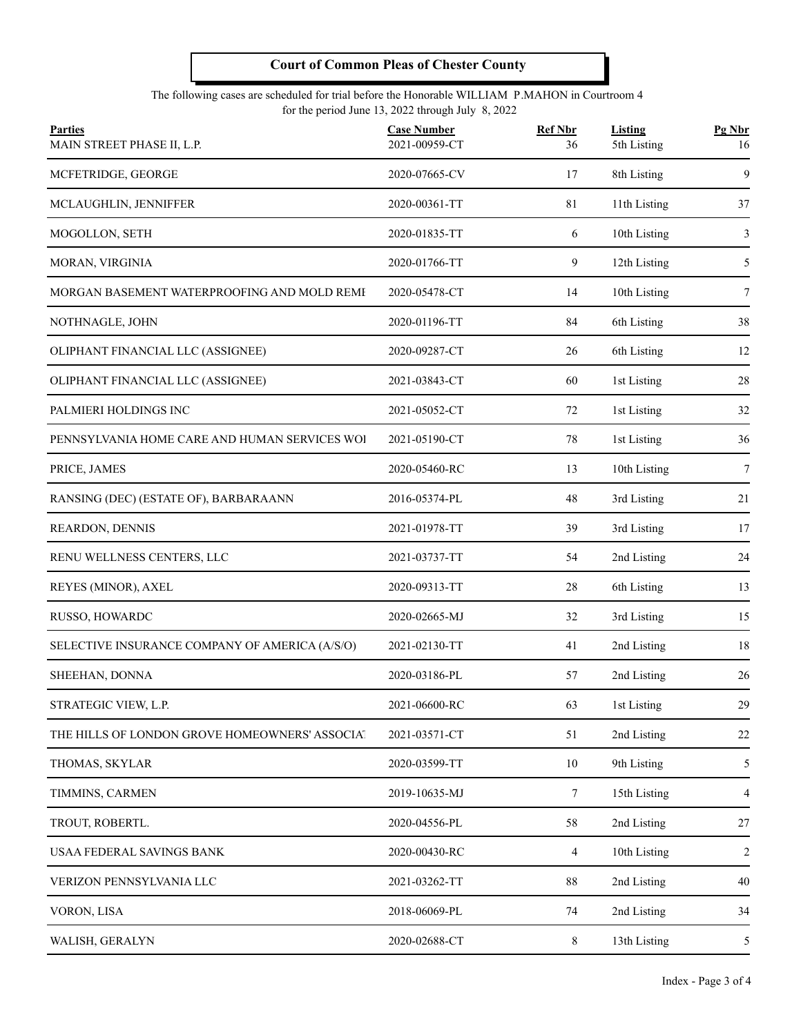# Court of Common Pleas of Chester County

The following cases are scheduled for trial before the Honorable WILLIAM P.MAHON in Courtroom 4
for the period June 13, 2022 through July 8, 2022

| Parties | Case Number | Ref Nbr | Listing | Pg Nbr |
|---|---|---|---|---|
| MAIN STREET PHASE II, L.P. | 2021-00959-CT | 36 | 5th Listing | 16 |
| MCFETRIDGE, GEORGE | 2020-07665-CV | 17 | 8th Listing | 9 |
| MCLAUGHLIN, JENNIFFER | 2020-00361-TT | 81 | 11th Listing | 37 |
| MOGOLLON, SETH | 2020-01835-TT | 6 | 10th Listing | 3 |
| MORAN, VIRGINIA | 2020-01766-TT | 9 | 12th Listing | 5 |
| MORGAN BASEMENT WATERPROOFING AND MOLD REMI | 2020-05478-CT | 14 | 10th Listing | 7 |
| NOTHNAGLE, JOHN | 2020-01196-TT | 84 | 6th Listing | 38 |
| OLIPHANT FINANCIAL LLC (ASSIGNEE) | 2020-09287-CT | 26 | 6th Listing | 12 |
| OLIPHANT FINANCIAL LLC (ASSIGNEE) | 2021-03843-CT | 60 | 1st Listing | 28 |
| PALMIERI HOLDINGS INC | 2021-05052-CT | 72 | 1st Listing | 32 |
| PENNSYLVANIA HOME CARE AND HUMAN SERVICES WOI | 2021-05190-CT | 78 | 1st Listing | 36 |
| PRICE, JAMES | 2020-05460-RC | 13 | 10th Listing | 7 |
| RANSING (DEC) (ESTATE OF), BARBARAANN | 2016-05374-PL | 48 | 3rd Listing | 21 |
| REARDON, DENNIS | 2021-01978-TT | 39 | 3rd Listing | 17 |
| RENU WELLNESS CENTERS, LLC | 2021-03737-TT | 54 | 2nd Listing | 24 |
| REYES (MINOR), AXEL | 2020-09313-TT | 28 | 6th Listing | 13 |
| RUSSO, HOWARDC | 2020-02665-MJ | 32 | 3rd Listing | 15 |
| SELECTIVE INSURANCE COMPANY OF AMERICA (A/S/O) | 2021-02130-TT | 41 | 2nd Listing | 18 |
| SHEEHAN, DONNA | 2020-03186-PL | 57 | 2nd Listing | 26 |
| STRATEGIC VIEW, L.P. | 2021-06600-RC | 63 | 1st Listing | 29 |
| THE HILLS OF LONDON GROVE HOMEOWNERS' ASSOCIAT | 2021-03571-CT | 51 | 2nd Listing | 22 |
| THOMAS, SKYLAR | 2020-03599-TT | 10 | 9th Listing | 5 |
| TIMMINS, CARMEN | 2019-10635-MJ | 7 | 15th Listing | 4 |
| TROUT, ROBERTL. | 2020-04556-PL | 58 | 2nd Listing | 27 |
| USAA FEDERAL SAVINGS BANK | 2020-00430-RC | 4 | 10th Listing | 2 |
| VERIZON PENNSYLVANIA LLC | 2021-03262-TT | 88 | 2nd Listing | 40 |
| VORON, LISA | 2018-06069-PL | 74 | 2nd Listing | 34 |
| WALISH, GERALYN | 2020-02688-CT | 8 | 13th Listing | 5 |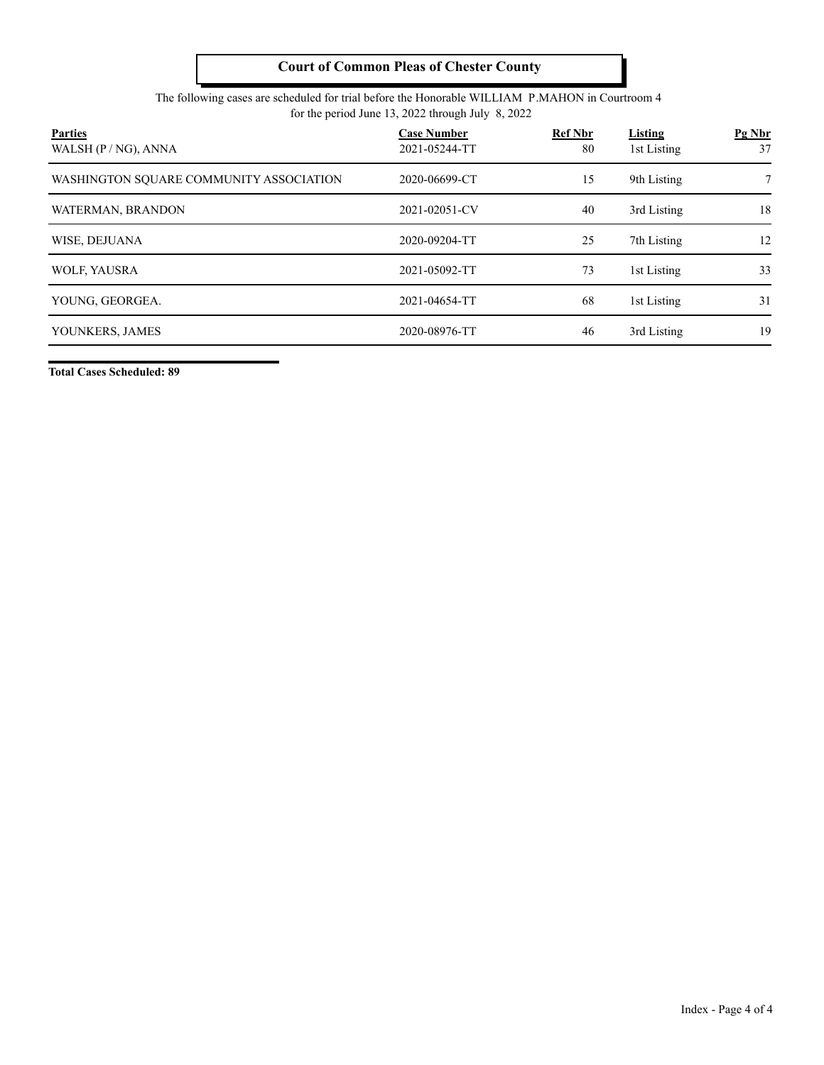# Court of Common Pleas of Chester County

The following cases are scheduled for trial before the Honorable WILLIAM P.MAHON in Courtroom 4
for the period June 13, 2022 through July 8, 2022

| Parties | Case Number | Ref Nbr | Listing | Pg Nbr |
|---|---|---|---|---|
| WALSH (P / NG), ANNA | 2021-05244-TT | 80 | 1st Listing | 37 |
| WASHINGTON SQUARE COMMUNITY ASSOCIATION | 2020-06699-CT | 15 | 9th Listing | 7 |
| WATERMAN, BRANDON | 2021-02051-CV | 40 | 3rd Listing | 18 |
| WISE, DEJUANA | 2020-09204-TT | 25 | 7th Listing | 12 |
| WOLF, YAUSRA | 2021-05092-TT | 73 | 1st Listing | 33 |
| YOUNG, GEORGEA. | 2021-04654-TT | 68 | 1st Listing | 31 |
| YOUNKERS, JAMES | 2020-08976-TT | 46 | 3rd Listing | 19 |

**Total Cases Scheduled: 89**

Index - Page 4 of 4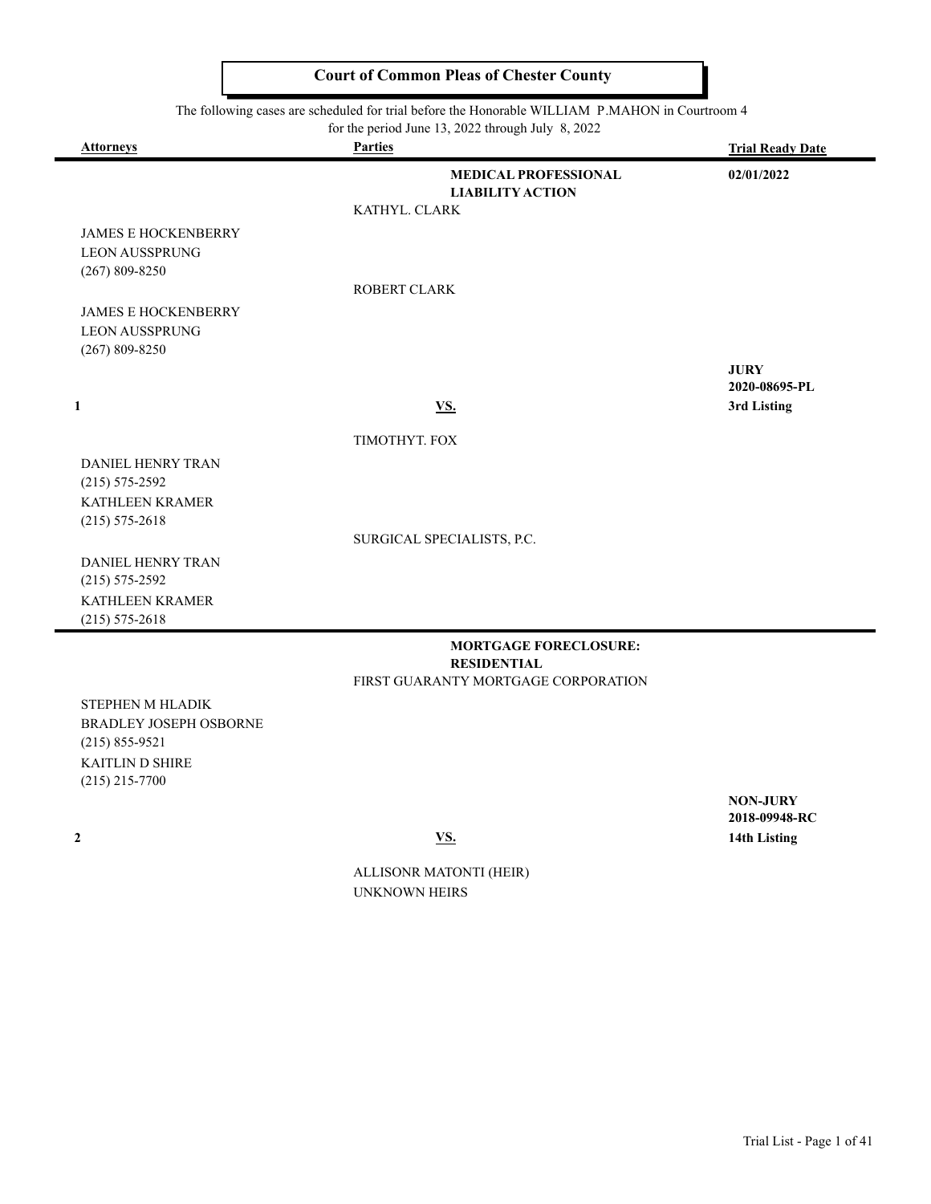# Court of Common Pleas of Chester County

The following cases are scheduled for trial before the Honorable WILLIAM P.MAHON in Courtroom 4
for the period June 13, 2022 through July 8, 2022

| Attorneys | Parties | Trial Ready Date |
|---|---|---|
| | **MEDICAL PROFESSIONAL LIABILITY ACTION** | **02/01/2022** |
| | KATHYL. CLARK | |
| JAMES E HOCKENBERRY<br>LEON AUSSPRUNG<br>(267) 809-8250 | | |
| | ROBERT CLARK | |
| JAMES E HOCKENBERRY<br>LEON AUSSPRUNG<br>(267) 809-8250 | | |
| | | **JURY**<br>**2020-08695-PL** |
| **1** | **VS.** | **3rd Listing** |
| | TIMOTHYT. FOX | |
| DANIEL HENRY TRAN<br>(215) 575-2592<br>KATHLEEN KRAMER<br>(215) 575-2618 | | |
| | SURGICAL SPECIALISTS, P.C. | |
| DANIEL HENRY TRAN<br>(215) 575-2592<br>KATHLEEN KRAMER<br>(215) 575-2618 | | |

| Attorneys | Parties | Trial Ready Date |
|---|---|---|
| | **MORTGAGE FORECLOSURE: RESIDENTIAL** | |
| | FIRST GUARANTY MORTGAGE CORPORATION | |
| STEPHEN M HLADIK<br>BRADLEY JOSEPH OSBORNE<br>(215) 855-9521<br>KAITLIN D SHIRE<br>(215) 215-7700 | | |
| | | **NON-JURY**<br>**2018-09948-RC** |
| **2** | **VS.** | **14th Listing** |
| | ALLISONR MATONTI (HEIR)<br>UNKNOWN HEIRS | |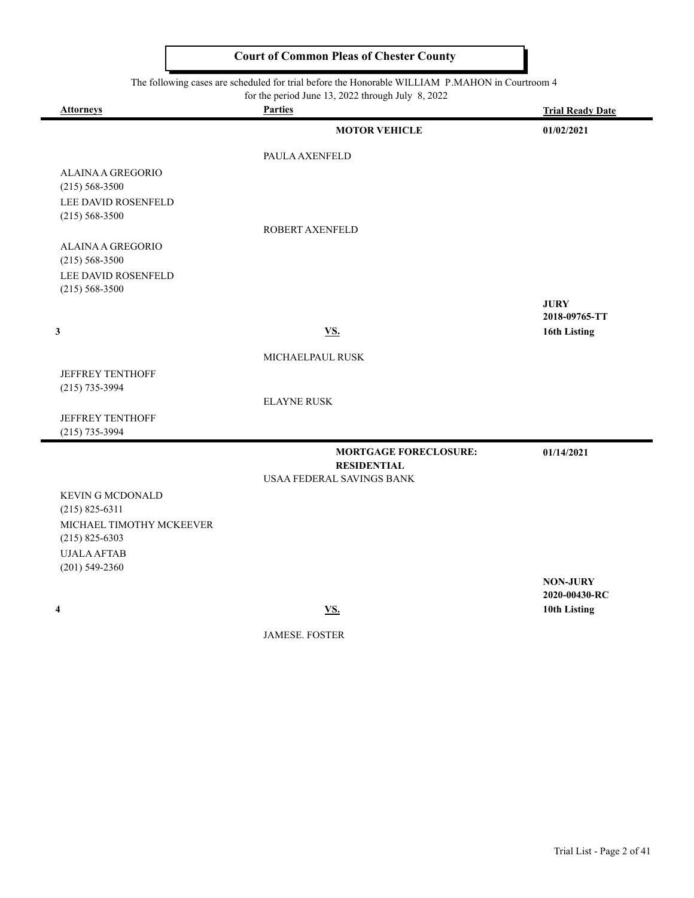# Court of Common Pleas of Chester County

The following cases are scheduled for trial before the Honorable WILLIAM P.MAHON in Courtroom 4
for the period June 13, 2022 through July 8, 2022

| Attorneys | Parties | Trial Ready Date |
| --- | --- | --- |
| | **MOTOR VEHICLE** | **01/02/2021** |
| | PAULA AXENFELD | |
| ALAINA A GREGORIO (215) 568-3500 | | |
| LEE DAVID ROSENFELD (215) 568-3500 | | |
| | ROBERT AXENFELD | |
| ALAINA A GREGORIO (215) 568-3500 | | |
| LEE DAVID ROSENFELD (215) 568-3500 | | |
| | | **JURY** |
| | | **2018-09765-TT** |
| **3** | **VS.** | **16th Listing** |
| | MICHAELPAUL RUSK | |
| JEFFREY TENTHOFF (215) 735-3994 | | |
| | ELAYNE RUSK | |
| JEFFREY TENTHOFF (215) 735-3994 | | |
| | **MORTGAGE FORECLOSURE: RESIDENTIAL** | **01/14/2021** |
| | USAA FEDERAL SAVINGS BANK | |
| KEVIN G MCDONALD (215) 825-6311 | | |
| MICHAEL TIMOTHY MCKEEVER (215) 825-6303 | | |
| UJALA AFTAB (201) 549-2360 | | |
| | | **NON-JURY** |
| | | **2020-00430-RC** |
| **4** | **VS.** | **10th Listing** |
| | JAMESE. FOSTER | |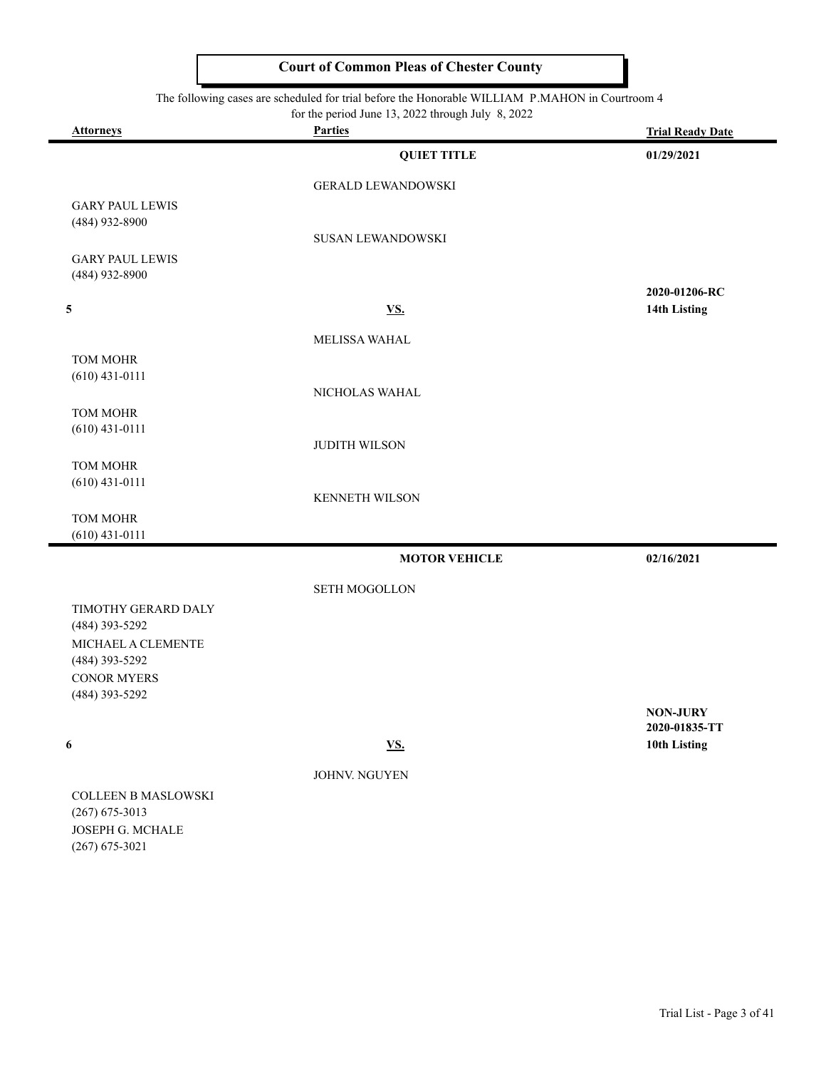# Court of Common Pleas of Chester County

The following cases are scheduled for trial before the Honorable WILLIAM P.MAHON in Courtroom 4 for the period June 13, 2022 through July 8, 2022

| Attorneys | Parties | Trial Ready Date |
|---|---|---|
| | **QUIET TITLE** | **01/29/2021** |
| | GERALD LEWANDOWSKI | |
| GARY PAUL LEWIS<br>(484) 932-8900 | | |
| | SUSAN LEWANDOWSKI | |
| GARY PAUL LEWIS<br>(484) 932-8900 | | |
| **5** | **VS.** | **2020-01206-RC**<br>**14th Listing** |
| | MELISSA WAHAL | |
| TOM MOHR<br>(610) 431-0111 | | |
| | NICHOLAS WAHAL | |
| TOM MOHR<br>(610) 431-0111 | | |
| | JUDITH WILSON | |
| TOM MOHR<br>(610) 431-0111 | | |
| | KENNETH WILSON | |
| TOM MOHR<br>(610) 431-0111 | | |
| | **MOTOR VEHICLE** | **02/16/2021** |
| | SETH MOGOLLON | |
| TIMOTHY GERARD DALY<br>(484) 393-5292<br>MICHAEL A CLEMENTE<br>(484) 393-5292<br>CONOR MYERS<br>(484) 393-5292 | | |
| **6** | **VS.** | **NON-JURY**<br>**2020-01835-TT**<br>**10th Listing** |
| | JOHNV. NGUYEN | |
| COLLEEN B MASLOWSKI<br>(267) 675-3013<br>JOSEPH G. MCHALE<br>(267) 675-3021 | | |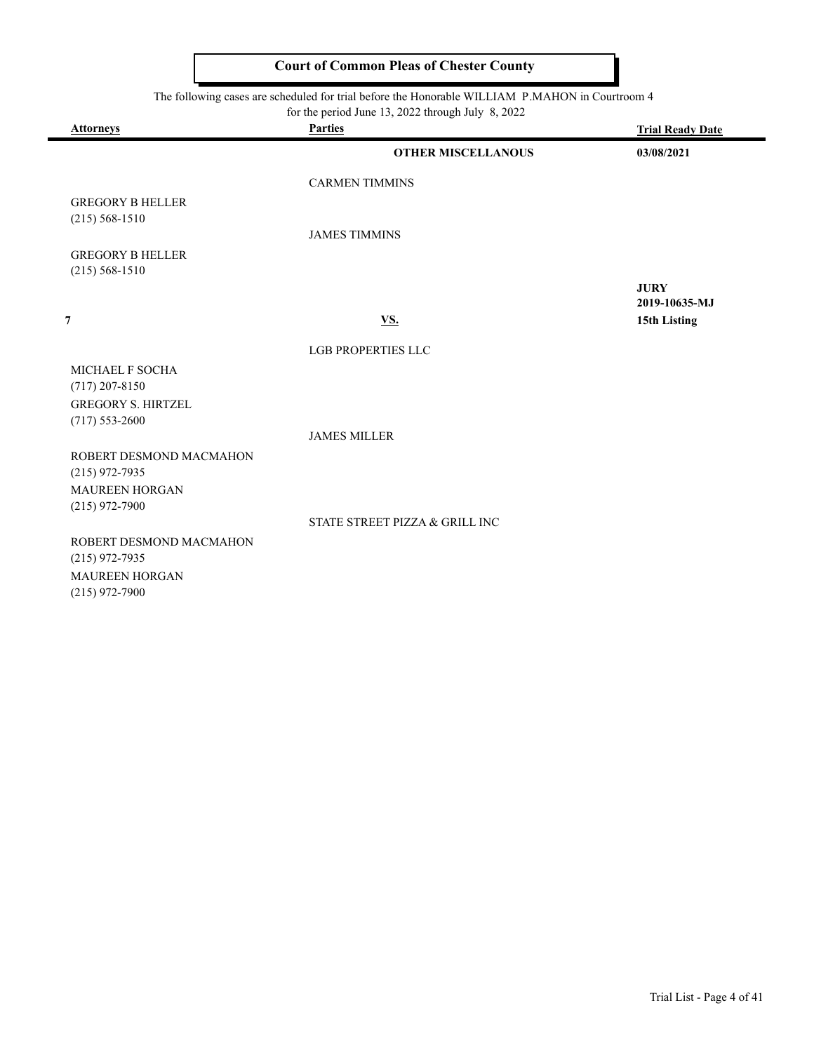**Court of Common Pleas of Chester County**

The following cases are scheduled for trial before the Honorable WILLIAM P.MAHON in Courtroom 4
for the period June 13, 2022 through July 8, 2022

| Attorneys | Parties | Trial Ready Date |
|---|---|---|
| | **OTHER MISCELLANOUS** | **03/08/2021** |
| | CARMEN TIMMINS | |
| GREGORY B HELLER<br>(215) 568-1510 | | |
| | JAMES TIMMINS | |
| GREGORY B HELLER<br>(215) 568-1510 | | |
| | | **JURY**<br>**2019-10635-MJ** |
| **7** | **VS.** | **15th Listing** |
| | LGB PROPERTIES LLC | |
| MICHAEL F SOCHA<br>(717) 207-8150<br>GREGORY S. HIRTZEL<br>(717) 553-2600 | | |
| | JAMES MILLER | |
| ROBERT DESMOND MACMAHON<br>(215) 972-7935<br>MAUREEN HORGAN<br>(215) 972-7900 | | |
| | STATE STREET PIZZA & GRILL INC | |
| ROBERT DESMOND MACMAHON<br>(215) 972-7935<br>MAUREEN HORGAN<br>(215) 972-7900 | | |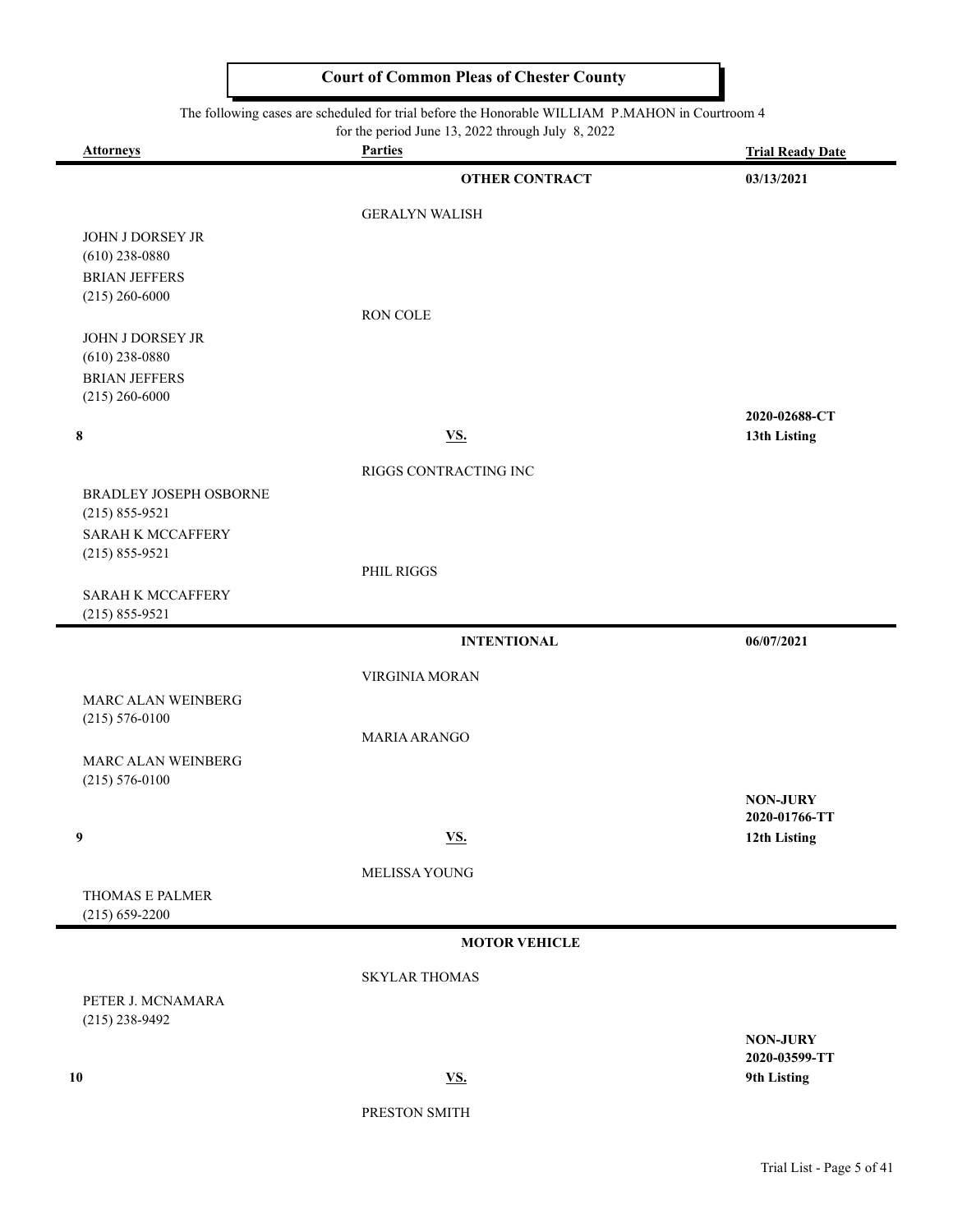# Court of Common Pleas of Chester County

The following cases are scheduled for trial before the Honorable WILLIAM P.MAHON in Courtroom 4
for the period June 13, 2022 through July 8, 2022

| Attorneys | Parties | Trial Ready Date |
|---|---|---|
| | **OTHER CONTRACT** | **03/13/2021** |
| | GERALYN WALISH | |
| JOHN J DORSEY JR (610) 238-0880 | | |
| BRIAN JEFFERS (215) 260-6000 | | |
| | RON COLE | |
| JOHN J DORSEY JR (610) 238-0880 | | |
| BRIAN JEFFERS (215) 260-6000 | | |
| **8** | **VS.** | **2020-02688-CT** **13th Listing** |
| | RIGGS CONTRACTING INC | |
| BRADLEY JOSEPH OSBORNE (215) 855-9521 | | |
| SARAH K MCCAFFERY (215) 855-9521 | | |
| | PHIL RIGGS | |
| SARAH K MCCAFFERY (215) 855-9521 | | |
| | **INTENTIONAL** | **06/07/2021** |
| | VIRGINIA MORAN | |
| MARC ALAN WEINBERG (215) 576-0100 | | |
| | MARIA ARANGO | |
| MARC ALAN WEINBERG (215) 576-0100 | | |
| **9** | **VS.** | **NON-JURY** **2020-01766-TT** **12th Listing** |
| | MELISSA YOUNG | |
| THOMAS E PALMER (215) 659-2200 | | |
| | **MOTOR VEHICLE** | |
| | SKYLAR THOMAS | |
| PETER J. MCNAMARA (215) 238-9492 | | |
| **10** | **VS.** | **NON-JURY** **2020-03599-TT** **9th Listing** |
| | PRESTON SMITH | |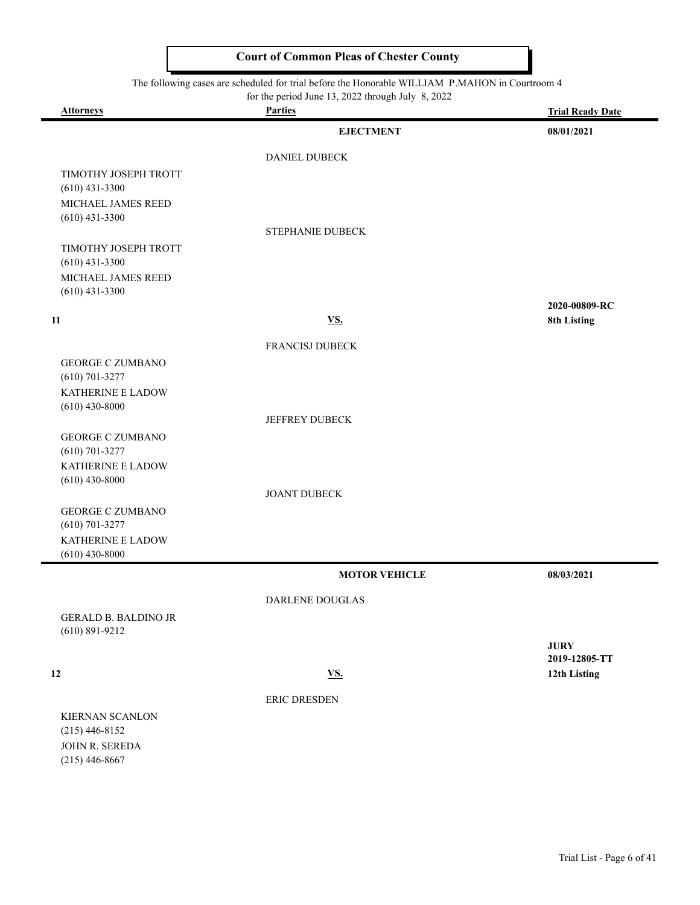## Court of Common Pleas of Chester County

The following cases are scheduled for trial before the Honorable WILLIAM P.MAHON in Courtroom 4 for the period June 13, 2022 through July 8, 2022

| Attorneys | Parties | Trial Ready Date |
|---|---|---|
| | **EJECTMENT** | **08/01/2021** |
| | DANIEL DUBECK | |
| TIMOTHY JOSEPH TROTT (610) 431-3300 | | |
| MICHAEL JAMES REED (610) 431-3300 | | |
| | STEPHANIE DUBECK | |
| TIMOTHY JOSEPH TROTT (610) 431-3300 | | |
| MICHAEL JAMES REED (610) 431-3300 | | |
| **11** | **VS.** | **2020-00809-RC** **8th Listing** |
| | FRANCISJ DUBECK | |
| GEORGE C ZUMBANO (610) 701-3277 | | |
| KATHERINE E LADOW (610) 430-8000 | | |
| | JEFFREY DUBECK | |
| GEORGE C ZUMBANO (610) 701-3277 | | |
| KATHERINE E LADOW (610) 430-8000 | | |
| | JOANT DUBECK | |
| GEORGE C ZUMBANO (610) 701-3277 | | |
| KATHERINE E LADOW (610) 430-8000 | | |
| | **MOTOR VEHICLE** | **08/03/2021** |
| | DARLENE DOUGLAS | |
| GERALD B. BALDINO JR (610) 891-9212 | | |
| **12** | **VS.** | **JURY** **2019-12805-TT** **12th Listing** |
| | ERIC DRESDEN | |
| KIERNAN SCANLON (215) 446-8152 | | |
| JOHN R. SEREDA (215) 446-8667 | | |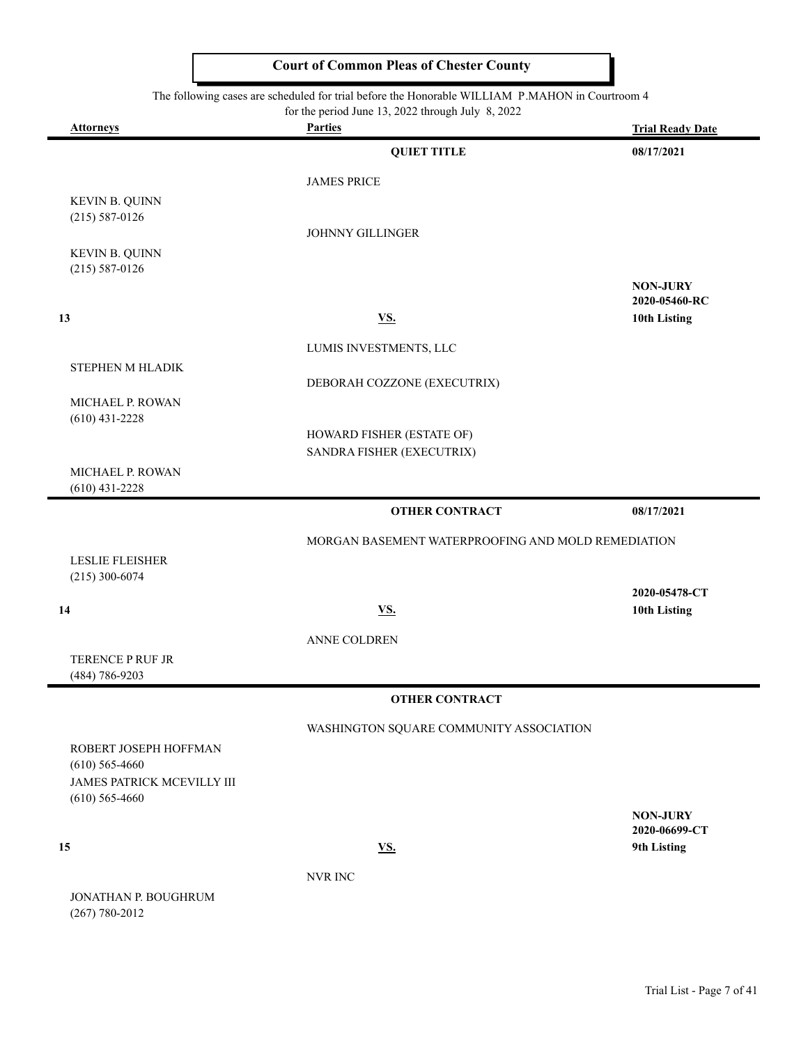**Court of Common Pleas of Chester County**

The following cases are scheduled for trial before the Honorable WILLIAM P.MAHON in Courtroom 4
for the period June 13, 2022 through July 8, 2022

| Attorneys | Parties | Trial Ready Date |
|---|---|---|
| | **QUIET TITLE** | **08/17/2021** |
| | JAMES PRICE | |
| KEVIN B. QUINN (215) 587-0126 | | |
| | JOHNNY GILLINGER | |
| KEVIN B. QUINN (215) 587-0126 | | |
| | | **NON-JURY** **2020-05460-RC** |
| **13** | **VS.** | **10th Listing** |
| | LUMIS INVESTMENTS, LLC | |
| STEPHEN M HLADIK | | |
| | DEBORAH COZZONE (EXECUTRIX) | |
| MICHAEL P. ROWAN (610) 431-2228 | | |
| | HOWARD FISHER (ESTATE OF) SANDRA FISHER (EXECUTRIX) | |
| MICHAEL P. ROWAN (610) 431-2228 | | |
| | **OTHER CONTRACT** | **08/17/2021** |
| | MORGAN BASEMENT WATERPROOFING AND MOLD REMEDIATION | |
| LESLIE FLEISHER (215) 300-6074 | | |
| | | **2020-05478-CT** |
| **14** | **VS.** | **10th Listing** |
| | ANNE COLDREN | |
| TERENCE P RUF JR (484) 786-9203 | | |
| | **OTHER CONTRACT** | |
| | WASHINGTON SQUARE COMMUNITY ASSOCIATION | |
| ROBERT JOSEPH HOFFMAN (610) 565-4660 JAMES PATRICK MCEVILLY III (610) 565-4660 | | |
| | | **NON-JURY** **2020-06699-CT** |
| **15** | **VS.** | **9th Listing** |
| | NVR INC | |
| JONATHAN P. BOUGHRUM (267) 780-2012 | | |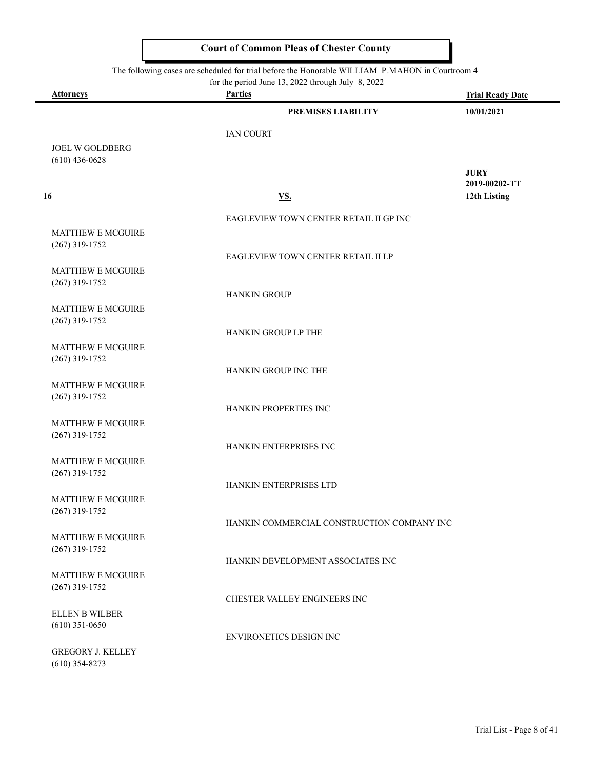## Court of Common Pleas of Chester County

The following cases are scheduled for trial before the Honorable WILLIAM P.MAHON in Courtroom 4 for the period June 13, 2022 through July 8, 2022

| Attorneys | Parties | Trial Ready Date |
|---|---|---|
| | **PREMISES LIABILITY** | **10/01/2021** |
| | IAN COURT | |
| JOEL W GOLDBERG<br>(610) 436-0628 | | |
| **16** | **VS.** | **JURY**<br>**2019-00202-TT**<br>**12th Listing** |
| | EAGLEVIEW TOWN CENTER RETAIL II GP INC | |
| MATTHEW E MCGUIRE<br>(267) 319-1752 | | |
| | EAGLEVIEW TOWN CENTER RETAIL II LP | |
| MATTHEW E MCGUIRE<br>(267) 319-1752 | | |
| | HANKIN GROUP | |
| MATTHEW E MCGUIRE<br>(267) 319-1752 | | |
| | HANKIN GROUP LP THE | |
| MATTHEW E MCGUIRE<br>(267) 319-1752 | | |
| | HANKIN GROUP INC THE | |
| MATTHEW E MCGUIRE<br>(267) 319-1752 | | |
| | HANKIN PROPERTIES INC | |
| MATTHEW E MCGUIRE<br>(267) 319-1752 | | |
| | HANKIN ENTERPRISES INC | |
| MATTHEW E MCGUIRE<br>(267) 319-1752 | | |
| | HANKIN ENTERPRISES LTD | |
| MATTHEW E MCGUIRE<br>(267) 319-1752 | | |
| | HANKIN COMMERCIAL CONSTRUCTION COMPANY INC | |
| MATTHEW E MCGUIRE<br>(267) 319-1752 | | |
| | HANKIN DEVELOPMENT ASSOCIATES INC | |
| MATTHEW E MCGUIRE<br>(267) 319-1752 | | |
| | CHESTER VALLEY ENGINEERS INC | |
| ELLEN B WILBER<br>(610) 351-0650 | | |
| | ENVIRONETICS DESIGN INC | |
| GREGORY J. KELLEY<br>(610) 354-8273 | | |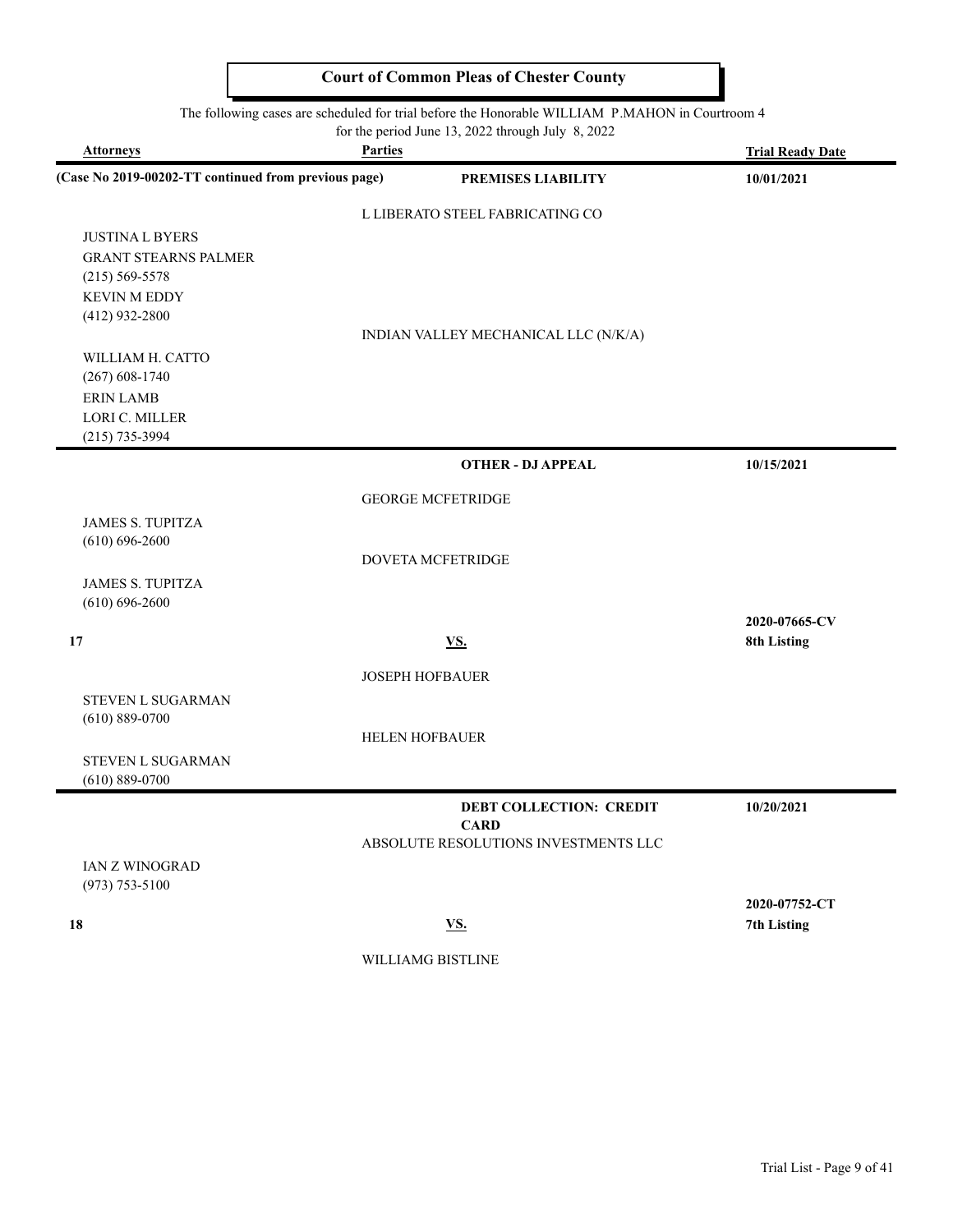# Court of Common Pleas of Chester County

The following cases are scheduled for trial before the Honorable WILLIAM P.MAHON in Courtroom 4
for the period June 13, 2022 through July 8, 2022

| Attorneys | Parties | Trial Ready Date |
|---|---|---|
| (Case No 2019-00202-TT continued from previous page) | **PREMISES LIABILITY** | **10/01/2021** |
| | L LIBERATO STEEL FABRICATING CO | |
| JUSTINA L BYERS | | |
| GRANT STEARNS PALMER | | |
| (215) 569-5578 | | |
| KEVIN M EDDY | | |
| (412) 932-2800 | | |
| | INDIAN VALLEY MECHANICAL LLC (N/K/A) | |
| WILLIAM H. CATTO | | |
| (267) 608-1740 | | |
| ERIN LAMB | | |
| LORI C. MILLER | | |
| (215) 735-3994 | | |
| | **OTHER - DJ APPEAL** | **10/15/2021** |
| | GEORGE MCFETRIDGE | |
| JAMES S. TUPITZA | | |
| (610) 696-2600 | | |
| | DOVETA MCFETRIDGE | |
| JAMES S. TUPITZA | | |
| (610) 696-2600 | | |
| | | **2020-07665-CV** |
| **17** | **VS.** | **8th Listing** |
| | JOSEPH HOFBAUER | |
| STEVEN L SUGARMAN | | |
| (610) 889-0700 | | |
| | HELEN HOFBAUER | |
| STEVEN L SUGARMAN | | |
| (610) 889-0700 | | |
| | **DEBT COLLECTION: CREDIT CARD** | **10/20/2021** |
| | ABSOLUTE RESOLUTIONS INVESTMENTS LLC | |
| IAN Z WINOGRAD | | |
| (973) 753-5100 | | |
| | | **2020-07752-CT** |
| **18** | **VS.** | **7th Listing** |
| | WILLIAMG BISTLINE | |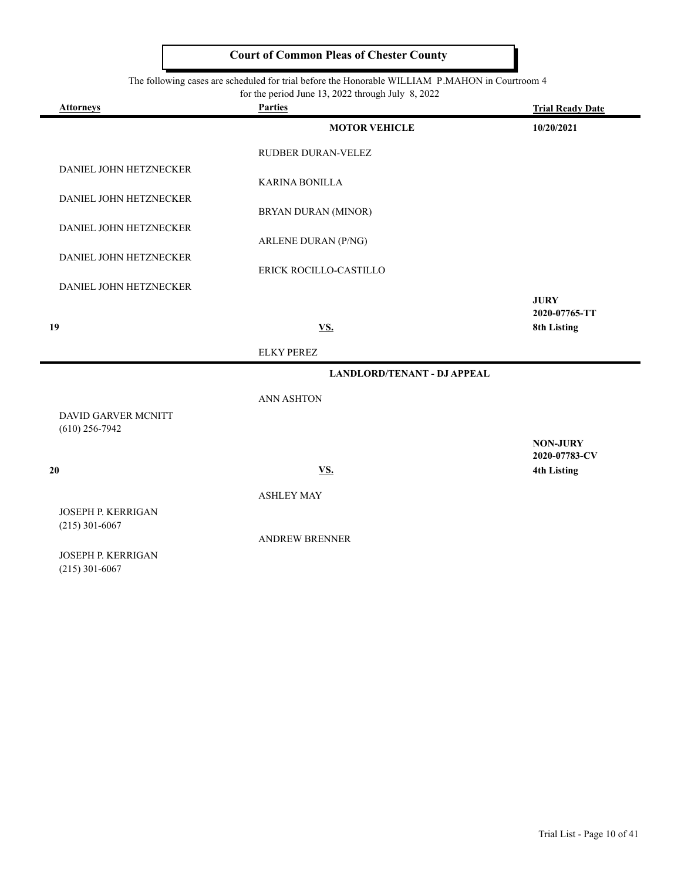# Court of Common Pleas of Chester County

The following cases are scheduled for trial before the Honorable WILLIAM P.MAHON in Courtroom 4 for the period June 13, 2022 through July 8, 2022

| Attorneys | Parties | Trial Ready Date |
|---|---|---|
| | **MOTOR VEHICLE** | **10/20/2021** |
| | RUDBER DURAN-VELEZ | |
| DANIEL JOHN HETZNECKER | KARINA BONILLA | |
| DANIEL JOHN HETZNECKER | BRYAN DURAN (MINOR) | |
| DANIEL JOHN HETZNECKER | ARLENE DURAN (P/NG) | |
| DANIEL JOHN HETZNECKER | ERICK ROCILLO-CASTILLO | |
| DANIEL JOHN HETZNECKER | | |
| | | **JURY** |
| | | **2020-07765-TT** |
| **19** | **VS.** | **8th Listing** |
| | ELKY PEREZ | |
| | **LANDLORD/TENANT - DJ APPEAL** | |
| | ANN ASHTON | |
| DAVID GARVER MCNITT (610) 256-7942 | | |
| | | **NON-JURY** |
| | | **2020-07783-CV** |
| **20** | **VS.** | **4th Listing** |
| | ASHLEY MAY | |
| JOSEPH P. KERRIGAN (215) 301-6067 | | |
| | ANDREW BRENNER | |
| JOSEPH P. KERRIGAN (215) 301-6067 | | |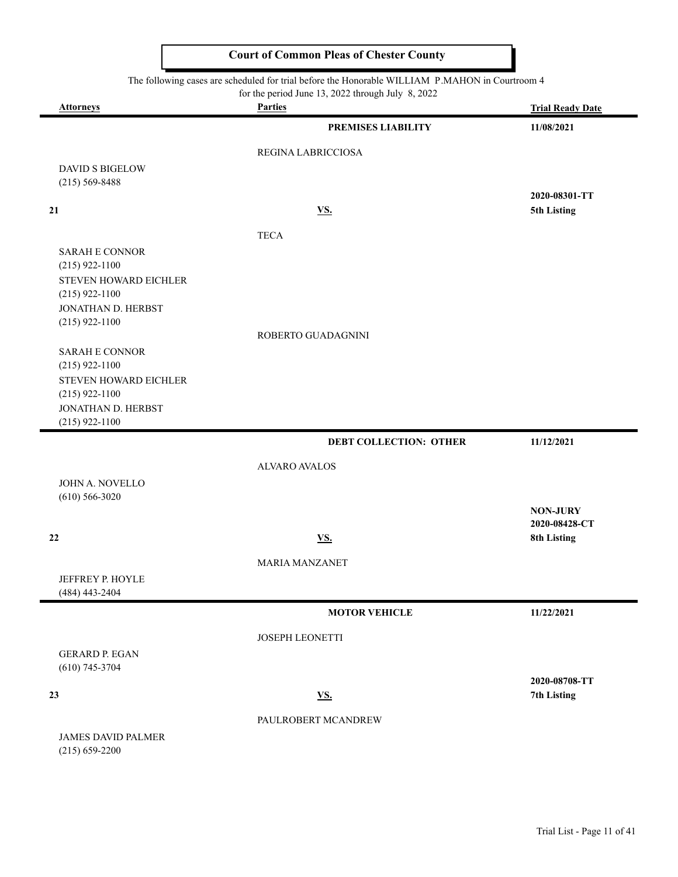# Court of Common Pleas of Chester County

The following cases are scheduled for trial before the Honorable WILLIAM P.MAHON in Courtroom 4 for the period June 13, 2022 through July 8, 2022

| Attorneys | Parties | Trial Ready Date |
|---|---|---|
| | **PREMISES LIABILITY** | **11/08/2021** |
| | REGINA LABRICCIOSA | |
| DAVID S BIGELOW<br>(215) 569-8488 | | |
| **21** | **VS.** | **2020-08301-TT**<br>**5th Listing** |
| | TECA | |
| SARAH E CONNOR<br>(215) 922-1100<br>STEVEN HOWARD EICHLER<br>(215) 922-1100<br>JONATHAN D. HERBST<br>(215) 922-1100 | | |
| | ROBERTO GUADAGNINI | |
| SARAH E CONNOR<br>(215) 922-1100<br>STEVEN HOWARD EICHLER<br>(215) 922-1100<br>JONATHAN D. HERBST<br>(215) 922-1100 | | |
| | **DEBT COLLECTION: OTHER** | **11/12/2021** |
| | ALVARO AVALOS | |
| JOHN A. NOVELLO<br>(610) 566-3020 | | |
| **22** | **VS.** | **NON-JURY**<br>**2020-08428-CT**<br>**8th Listing** |
| | MARIA MANZANET | |
| JEFFREY P. HOYLE<br>(484) 443-2404 | | |
| | **MOTOR VEHICLE** | **11/22/2021** |
| | JOSEPH LEONETTI | |
| GERARD P. EGAN<br>(610) 745-3704 | | |
| **23** | **VS.** | **2020-08708-TT**<br>**7th Listing** |
| | PAULROBERT MCANDREW | |
| JAMES DAVID PALMER<br>(215) 659-2200 | | |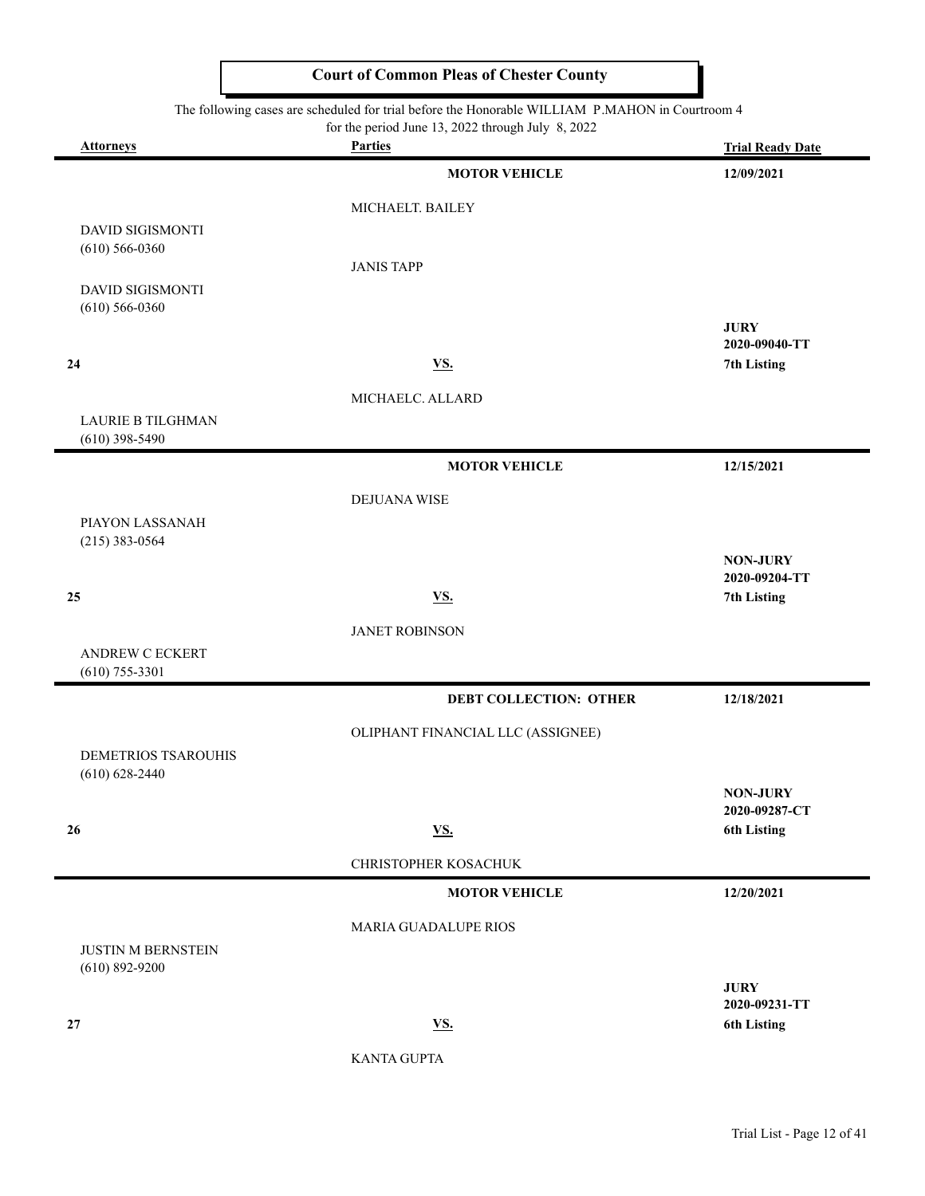**Court of Common Pleas of Chester County**

The following cases are scheduled for trial before the Honorable WILLIAM P.MAHON in Courtroom 4
for the period June 13, 2022 through July 8, 2022

| Attorneys | Parties | Trial Ready Date |
|---|---|---|
| | **MOTOR VEHICLE** | **12/09/2021** |
| | MICHAELT. BAILEY | |
| DAVID SIGISMONTI (610) 566-0360 | | |
| | JANIS TAPP | |
| DAVID SIGISMONTI (610) 566-0360 | | |
| | | **JURY** |
| | | **2020-09040-TT** |
| **24** | **VS.** | **7th Listing** |
| | MICHAELC. ALLARD | |
| LAURIE B TILGHMAN (610) 398-5490 | | |
| | **MOTOR VEHICLE** | **12/15/2021** |
| | DEJUANA WISE | |
| PIAYON LASSANAH (215) 383-0564 | | |
| | | **NON-JURY** |
| | | **2020-09204-TT** |
| **25** | **VS.** | **7th Listing** |
| | JANET ROBINSON | |
| ANDREW C ECKERT (610) 755-3301 | | |
| | **DEBT COLLECTION: OTHER** | **12/18/2021** |
| | OLIPHANT FINANCIAL LLC (ASSIGNEE) | |
| DEMETRIOS TSAROUHIS (610) 628-2440 | | |
| | | **NON-JURY** |
| | | **2020-09287-CT** |
| **26** | **VS.** | **6th Listing** |
| | CHRISTOPHER KOSACHUK | |
| | **MOTOR VEHICLE** | **12/20/2021** |
| | MARIA GUADALUPE RIOS | |
| JUSTIN M BERNSTEIN (610) 892-9200 | | |
| | | **JURY** |
| | | **2020-09231-TT** |
| **27** | **VS.** | **6th Listing** |
| | KANTA GUPTA | |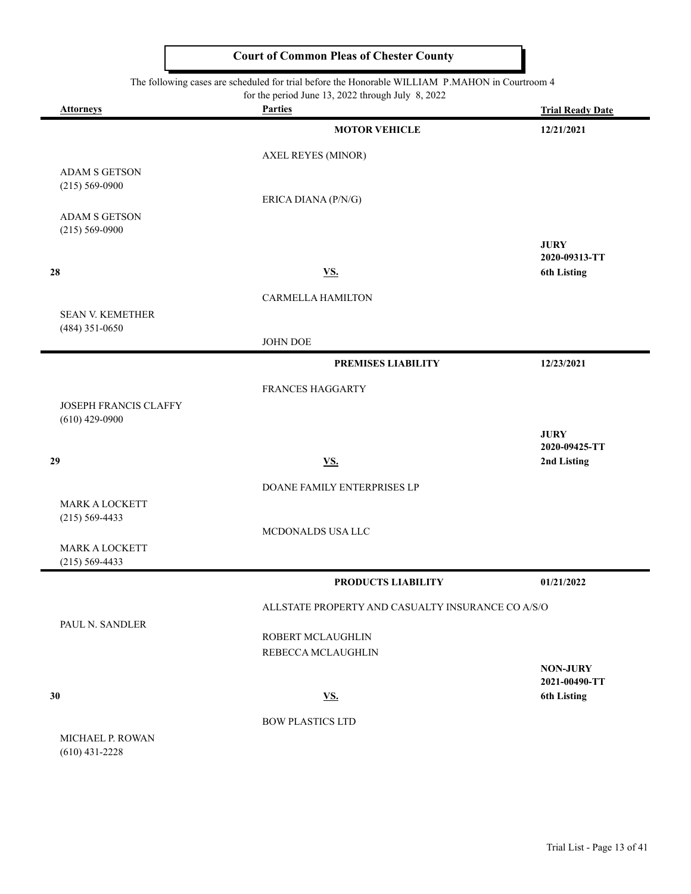## Court of Common Pleas of Chester County

The following cases are scheduled for trial before the Honorable WILLIAM P.MAHON in Courtroom 4
for the period June 13, 2022 through July 8, 2022

| Attorneys | Parties | Trial Ready Date |
|---|---|---|
| | **MOTOR VEHICLE** | **12/21/2021** |
| | AXEL REYES (MINOR) | |
| ADAM S GETSON (215) 569-0900 | | |
| | ERICA DIANA (P/N/G) | |
| ADAM S GETSON (215) 569-0900 | | |
| | | **JURY** **2020-09313-TT** |
| **28** | **VS.** | **6th Listing** |
| | CARMELLA HAMILTON | |
| SEAN V. KEMETHER (484) 351-0650 | | |
| | JOHN DOE | |
| | **PREMISES LIABILITY** | **12/23/2021** |
| | FRANCES HAGGARTY | |
| JOSEPH FRANCIS CLAFFY (610) 429-0900 | | |
| | | **JURY** **2020-09425-TT** |
| **29** | **VS.** | **2nd Listing** |
| | DOANE FAMILY ENTERPRISES LP | |
| MARK A LOCKETT (215) 569-4433 | | |
| | MCDONALDS USA LLC | |
| MARK A LOCKETT (215) 569-4433 | | |
| | **PRODUCTS LIABILITY** | **01/21/2022** |
| | ALLSTATE PROPERTY AND CASUALTY INSURANCE CO A/S/O | |
| PAUL N. SANDLER | | |
| | ROBERT MCLAUGHLIN | |
| | REBECCA MCLAUGHLIN | |
| | | **NON-JURY** **2021-00490-TT** |
| **30** | **VS.** | **6th Listing** |
| | BOW PLASTICS LTD | |
| MICHAEL P. ROWAN (610) 431-2228 | | |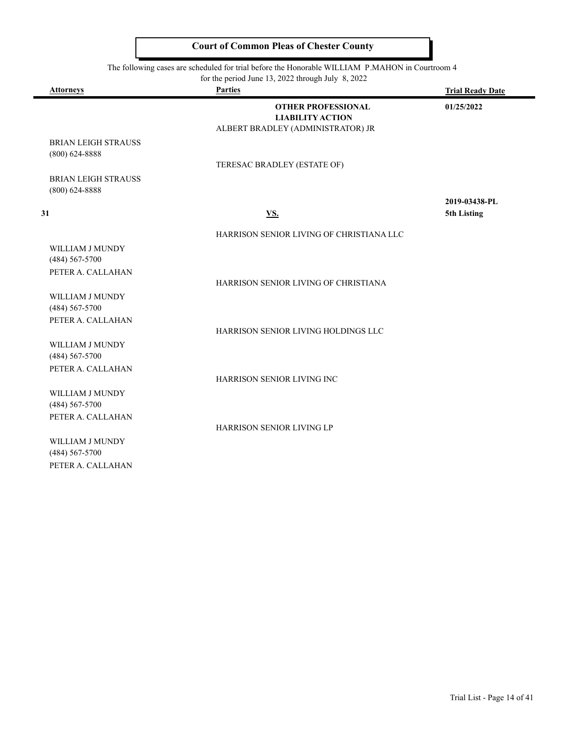# Court of Common Pleas of Chester County

The following cases are scheduled for trial before the Honorable WILLIAM P.MAHON in Courtroom 4 for the period June 13, 2022 through July 8, 2022

| Attorneys | Parties | Trial Ready Date |
|---|---|---|
| | **OTHER PROFESSIONAL LIABILITY ACTION** | **01/25/2022** |
| | ALBERT BRADLEY (ADMINISTRATOR) JR | |
| BRIAN LEIGH STRAUSS<br>(800) 624-8888 | | |
| | TERESAC BRADLEY (ESTATE OF) | |
| BRIAN LEIGH STRAUSS<br>(800) 624-8888 | | |
| | | **2019-03438-PL** |
| **31** | **VS.** | **5th Listing** |
| | HARRISON SENIOR LIVING OF CHRISTIANA LLC | |
| WILLIAM J MUNDY<br>(484) 567-5700<br>PETER A. CALLAHAN | | |
| | HARRISON SENIOR LIVING OF CHRISTIANA | |
| WILLIAM J MUNDY<br>(484) 567-5700<br>PETER A. CALLAHAN | | |
| | HARRISON SENIOR LIVING HOLDINGS LLC | |
| WILLIAM J MUNDY<br>(484) 567-5700<br>PETER A. CALLAHAN | | |
| | HARRISON SENIOR LIVING INC | |
| WILLIAM J MUNDY<br>(484) 567-5700<br>PETER A. CALLAHAN | | |
| | HARRISON SENIOR LIVING LP | |
| WILLIAM J MUNDY<br>(484) 567-5700<br>PETER A. CALLAHAN | | |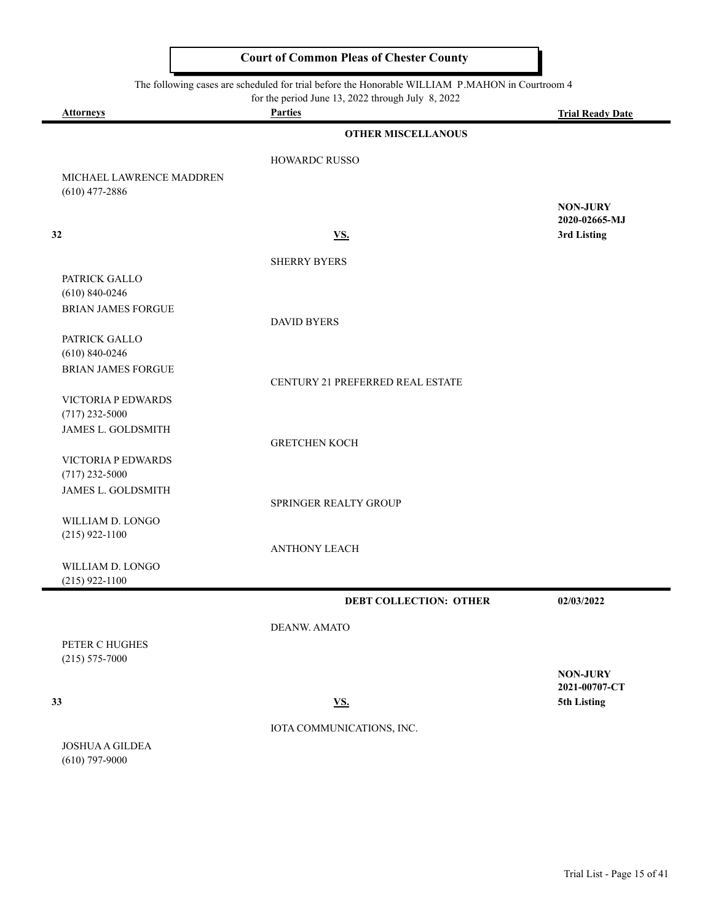## Court of Common Pleas of Chester County

The following cases are scheduled for trial before the Honorable WILLIAM P.MAHON in Courtroom 4 for the period June 13, 2022 through July 8, 2022

| Attorneys | Parties | Trial Ready Date |
|---|---|---|
| | **OTHER MISCELLANOUS** | |
| | HOWARDC RUSSO | |
| MICHAEL LAWRENCE MADDREN<br>(610) 477-2886 | | **NON-JURY**<br>**2020-02665-MJ** |
| **32** | **VS.** | **3rd Listing** |
| | SHERRY BYERS | |
| PATRICK GALLO<br>(610) 840-0246<br>BRIAN JAMES FORGUE | | |
| | DAVID BYERS | |
| PATRICK GALLO<br>(610) 840-0246<br>BRIAN JAMES FORGUE | | |
| | CENTURY 21 PREFERRED REAL ESTATE | |
| VICTORIA P EDWARDS<br>(717) 232-5000<br>JAMES L. GOLDSMITH | | |
| | GRETCHEN KOCH | |
| VICTORIA P EDWARDS<br>(717) 232-5000<br>JAMES L. GOLDSMITH | | |
| | SPRINGER REALTY GROUP | |
| WILLIAM D. LONGO<br>(215) 922-1100 | | |
| | ANTHONY LEACH | |
| WILLIAM D. LONGO<br>(215) 922-1100 | | |
| | **DEBT COLLECTION: OTHER** | **02/03/2022** |
| | DEANW. AMATO | |
| PETER C HUGHES<br>(215) 575-7000 | | **NON-JURY**<br>**2021-00707-CT** |
| **33** | **VS.** | **5th Listing** |
| | IOTA COMMUNICATIONS, INC. | |
| JOSHUA A GILDEA<br>(610) 797-9000 | | |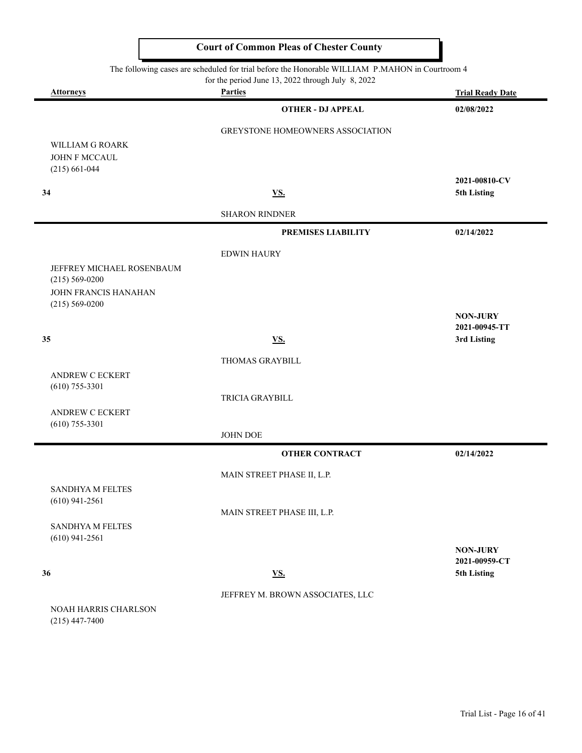# Court of Common Pleas of Chester County

The following cases are scheduled for trial before the Honorable WILLIAM P.MAHON in Courtroom 4
for the period June 13, 2022 through July 8, 2022

| Attorneys | Parties | Trial Ready Date |
|---|---|---|
| | **OTHER - DJ APPEAL** | **02/08/2022** |
| | GREYSTONE HOMEOWNERS ASSOCIATION | |
| WILLIAM G ROARK<br>JOHN F MCCAUL<br>(215) 661-044 | | **2021-00810-CV** |
| **34** | **VS.** | **5th Listing** |
| | SHARON RINDNER | |
| | **PREMISES LIABILITY** | **02/14/2022** |
| | EDWIN HAURY | |
| JEFFREY MICHAEL ROSENBAUM<br>(215) 569-0200<br>JOHN FRANCIS HANAHAN<br>(215) 569-0200 | | **NON-JURY**<br>**2021-00945-TT** |
| **35** | **VS.** | **3rd Listing** |
| | THOMAS GRAYBILL | |
| ANDREW C ECKERT<br>(610) 755-3301 | TRICIA GRAYBILL | |
| ANDREW C ECKERT<br>(610) 755-3301 | JOHN DOE | |
| | **OTHER CONTRACT** | **02/14/2022** |
| | MAIN STREET PHASE II, L.P. | |
| SANDHYA M FELTES<br>(610) 941-2561 | MAIN STREET PHASE III, L.P. | |
| SANDHYA M FELTES<br>(610) 941-2561 | | **NON-JURY**<br>**2021-00959-CT** |
| **36** | **VS.** | **5th Listing** |
| | JEFFREY M. BROWN ASSOCIATES, LLC | |
| NOAH HARRIS CHARLSON<br>(215) 447-7400 | | |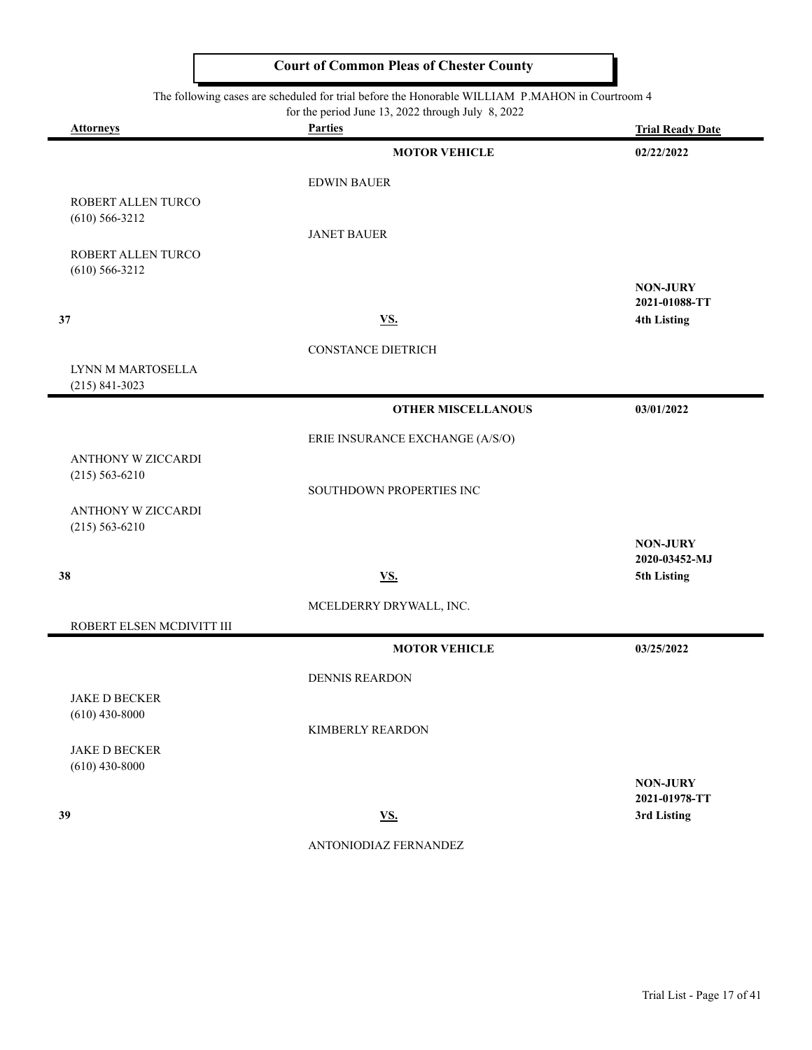**Court of Common Pleas of Chester County**

The following cases are scheduled for trial before the Honorable WILLIAM P.MAHON in Courtroom 4
for the period June 13, 2022 through July 8, 2022

| Attorneys | Parties | Trial Ready Date |
|---|---|---|
| | **MOTOR VEHICLE** | **02/22/2022** |
| | EDWIN BAUER | |
| ROBERT ALLEN TURCO (610) 566-3212 | | |
| | JANET BAUER | |
| ROBERT ALLEN TURCO (610) 566-3212 | | |
| | | **NON-JURY** **2021-01088-TT** |
| **37** | **VS.** | **4th Listing** |
| | CONSTANCE DIETRICH | |
| LYNN M MARTOSELLA (215) 841-3023 | | |
| | **OTHER MISCELLANOUS** | **03/01/2022** |
| | ERIE INSURANCE EXCHANGE (A/S/O) | |
| ANTHONY W ZICCARDI (215) 563-6210 | | |
| | SOUTHDOWN PROPERTIES INC | |
| ANTHONY W ZICCARDI (215) 563-6210 | | |
| | | **NON-JURY** **2020-03452-MJ** |
| **38** | **VS.** | **5th Listing** |
| | MCELDERRY DRYWALL, INC. | |
| ROBERT ELSEN MCDIVITT III | | |
| | **MOTOR VEHICLE** | **03/25/2022** |
| | DENNIS REARDON | |
| JAKE D BECKER (610) 430-8000 | | |
| | KIMBERLY REARDON | |
| JAKE D BECKER (610) 430-8000 | | |
| | | **NON-JURY** **2021-01978-TT** |
| **39** | **VS.** | **3rd Listing** |
| | ANTONIODIAZ FERNANDEZ | |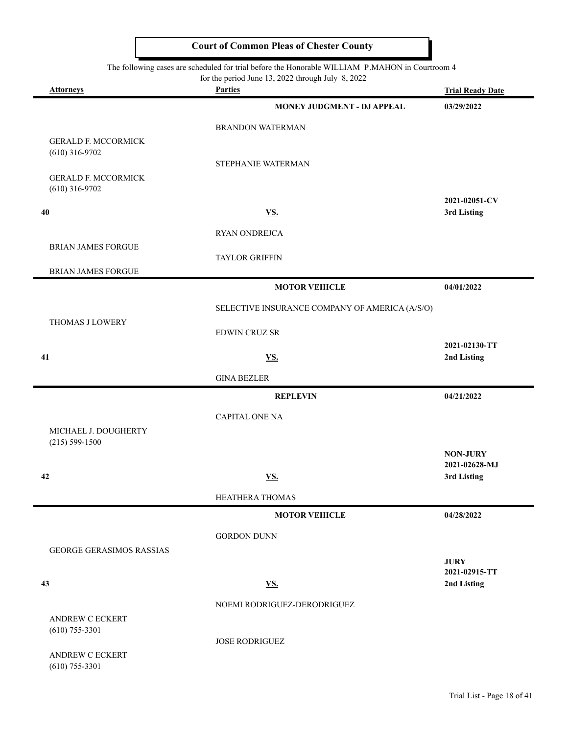# Court of Common Pleas of Chester County

The following cases are scheduled for trial before the Honorable WILLIAM P.MAHON in Courtroom 4
for the period June 13, 2022 through July 8, 2022

| Attorneys | Parties | Trial Ready Date |
|---|---|---|
| | **MONEY JUDGMENT - DJ APPEAL** | **03/29/2022** |
| | BRANDON WATERMAN | |
| GERALD F. MCCORMICK (610) 316-9702 | | |
| | STEPHANIE WATERMAN | |
| GERALD F. MCCORMICK (610) 316-9702 | | |
| **40** | **VS.** | **2021-02051-CV** **3rd Listing** |
| | RYAN ONDREJCA | |
| BRIAN JAMES FORGUE | | |
| | TAYLOR GRIFFIN | |
| BRIAN JAMES FORGUE | | |
| | **MOTOR VEHICLE** | **04/01/2022** |
| | SELECTIVE INSURANCE COMPANY OF AMERICA (A/S/O) | |
| THOMAS J LOWERY | | |
| | EDWIN CRUZ SR | |
| **41** | **VS.** | **2021-02130-TT** **2nd Listing** |
| | GINA BEZLER | |
| | **REPLEVIN** | **04/21/2022** |
| | CAPITAL ONE NA | |
| MICHAEL J. DOUGHERTY (215) 599-1500 | | |
| **42** | **VS.** | **NON-JURY** **2021-02628-MJ** **3rd Listing** |
| | HEATHERA THOMAS | |
| | **MOTOR VEHICLE** | **04/28/2022** |
| | GORDON DUNN | |
| GEORGE GERASIMOS RASSIAS | | |
| **43** | **VS.** | **JURY** **2021-02915-TT** **2nd Listing** |
| | NOEMI RODRIGUEZ-DERODRIGUEZ | |
| ANDREW C ECKERT (610) 755-3301 | | |
| | JOSE RODRIGUEZ | |
| ANDREW C ECKERT (610) 755-3301 | | |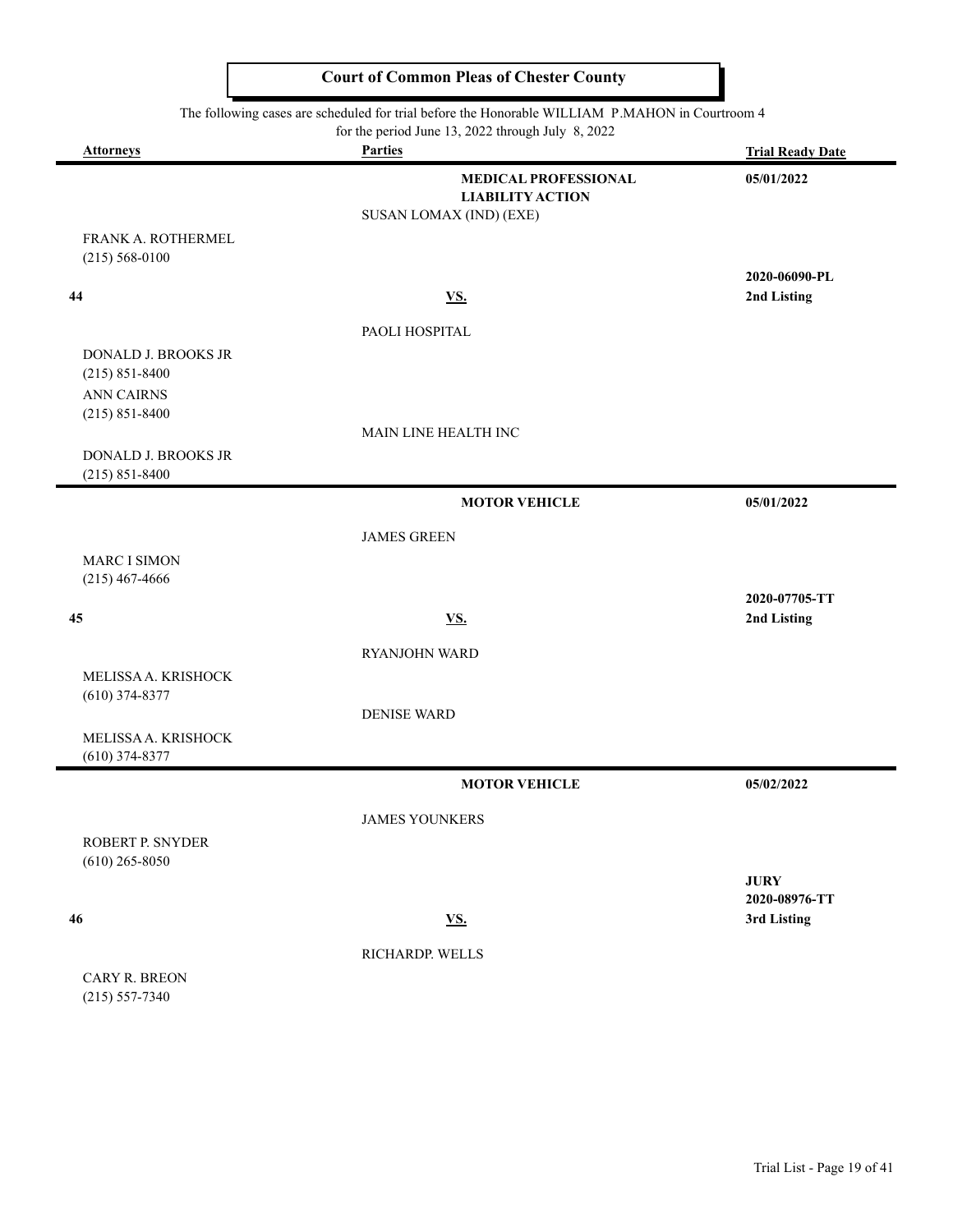## Court of Common Pleas of Chester County

The following cases are scheduled for trial before the Honorable WILLIAM P.MAHON in Courtroom 4 for the period June 13, 2022 through July 8, 2022

| Attorneys | Parties | Trial Ready Date |
|---|---|---|
| | **MEDICAL PROFESSIONAL LIABILITY ACTION** | **05/01/2022** |
| | SUSAN LOMAX (IND) (EXE) | |
| FRANK A. ROTHERMEL (215) 568-0100 | | |
| | | **2020-06090-PL** |
| **44** | **VS.** | **2nd Listing** |
| | PAOLI HOSPITAL | |
| DONALD J. BROOKS JR (215) 851-8400 | | |
| ANN CAIRNS (215) 851-8400 | | |
| | MAIN LINE HEALTH INC | |
| DONALD J. BROOKS JR (215) 851-8400 | | |
| | **MOTOR VEHICLE** | **05/01/2022** |
| | JAMES GREEN | |
| MARC I SIMON (215) 467-4666 | | |
| | | **2020-07705-TT** |
| **45** | **VS.** | **2nd Listing** |
| | RYANJOHN WARD | |
| MELISSA A. KRISHOCK (610) 374-8377 | | |
| | DENISE WARD | |
| MELISSA A. KRISHOCK (610) 374-8377 | | |
| | **MOTOR VEHICLE** | **05/02/2022** |
| | JAMES YOUNKERS | |
| ROBERT P. SNYDER (610) 265-8050 | | |
| | | **JURY** |
| | | **2020-08976-TT** |
| **46** | **VS.** | **3rd Listing** |
| | RICHARDP. WELLS | |
| CARY R. BREON (215) 557-7340 | | |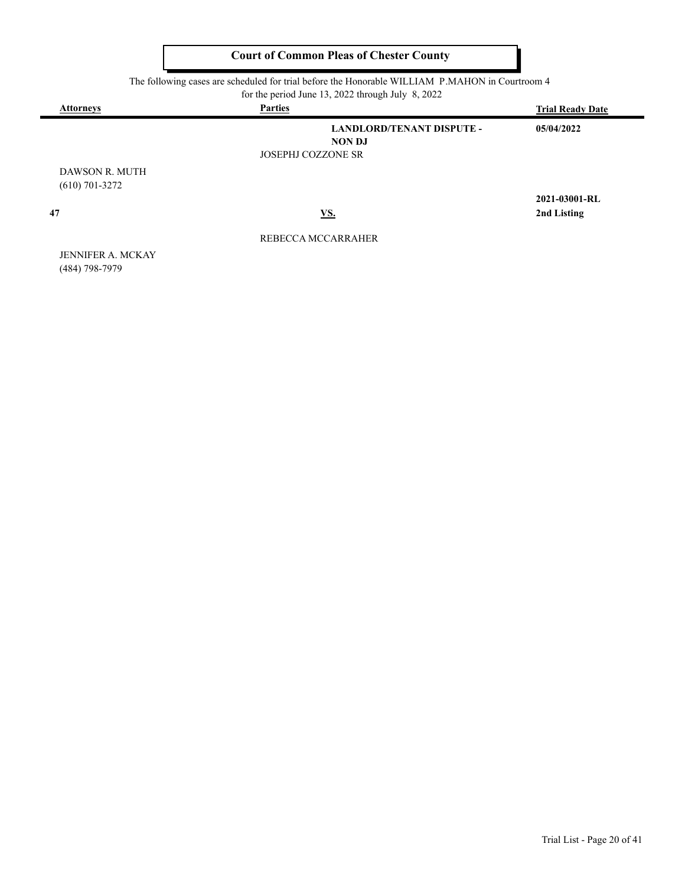# Court of Common Pleas of Chester County

The following cases are scheduled for trial before the Honorable WILLIAM P.MAHON in Courtroom 4
for the period June 13, 2022 through July 8, 2022

| Attorneys | Parties | Trial Ready Date |
|---|---|---|
| | **LANDLORD/TENANT DISPUTE - NON DJ** | **05/04/2022** |
| | JOSEPHJ COZZONE SR | |
| DAWSON R. MUTH (610) 701-3272 | | |
| | | **2021-03001-RL** |
| **47** | **VS.** | **2nd Listing** |
| | REBECCA MCCARRAHER | |
| JENNIFER A. MCKAY (484) 798-7979 | | |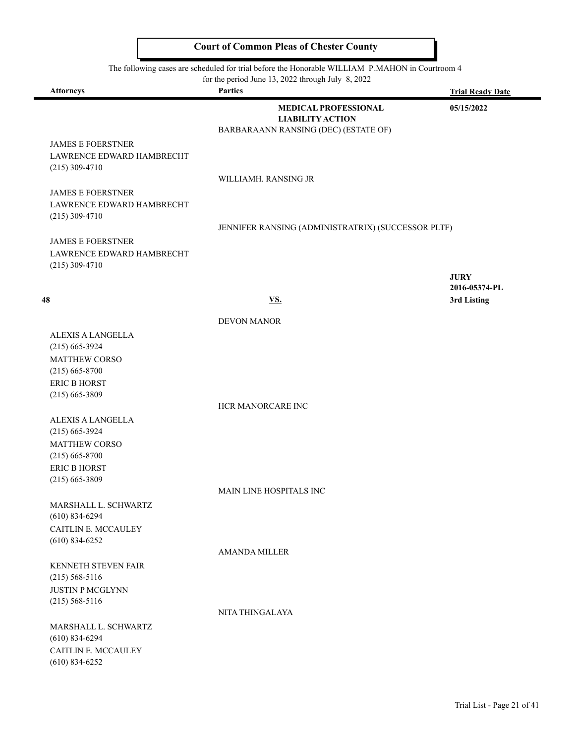## Court of Common Pleas of Chester County

The following cases are scheduled for trial before the Honorable WILLIAM P.MAHON in Courtroom 4 for the period June 13, 2022 through July 8, 2022

| Attorneys | Parties | Trial Ready Date |
|---|---|---|
| | **MEDICAL PROFESSIONAL LIABILITY ACTION** | **05/15/2022** |
| | BARBARAANN RANSING (DEC) (ESTATE OF) | |
| JAMES E FOERSTNER<br>LAWRENCE EDWARD HAMBRECHT<br>(215) 309-4710 | | |
| | WILLIAMH. RANSING JR | |
| JAMES E FOERSTNER<br>LAWRENCE EDWARD HAMBRECHT<br>(215) 309-4710 | | |
| | JENNIFER RANSING (ADMINISTRATRIX) (SUCCESSOR PLTF) | |
| JAMES E FOERSTNER<br>LAWRENCE EDWARD HAMBRECHT<br>(215) 309-4710 | | |
| | | **JURY**<br>**2016-05374-PL** |
| **48** | **VS.** | **3rd Listing** |
| | DEVON MANOR | |
| ALEXIS A LANGELLA<br>(215) 665-3924<br>MATTHEW CORSO<br>(215) 665-8700<br>ERIC B HORST<br>(215) 665-3809 | | |
| | HCR MANORCARE INC | |
| ALEXIS A LANGELLA<br>(215) 665-3924<br>MATTHEW CORSO<br>(215) 665-8700<br>ERIC B HORST<br>(215) 665-3809 | | |
| | MAIN LINE HOSPITALS INC | |
| MARSHALL L. SCHWARTZ<br>(610) 834-6294<br>CAITLIN E. MCCAULEY<br>(610) 834-6252 | | |
| | AMANDA MILLER | |
| KENNETH STEVEN FAIR<br>(215) 568-5116<br>JUSTIN P MCGLYNN<br>(215) 568-5116 | | |
| | NITA THINGALAYA | |
| MARSHALL L. SCHWARTZ<br>(610) 834-6294<br>CAITLIN E. MCCAULEY<br>(610) 834-6252 | | |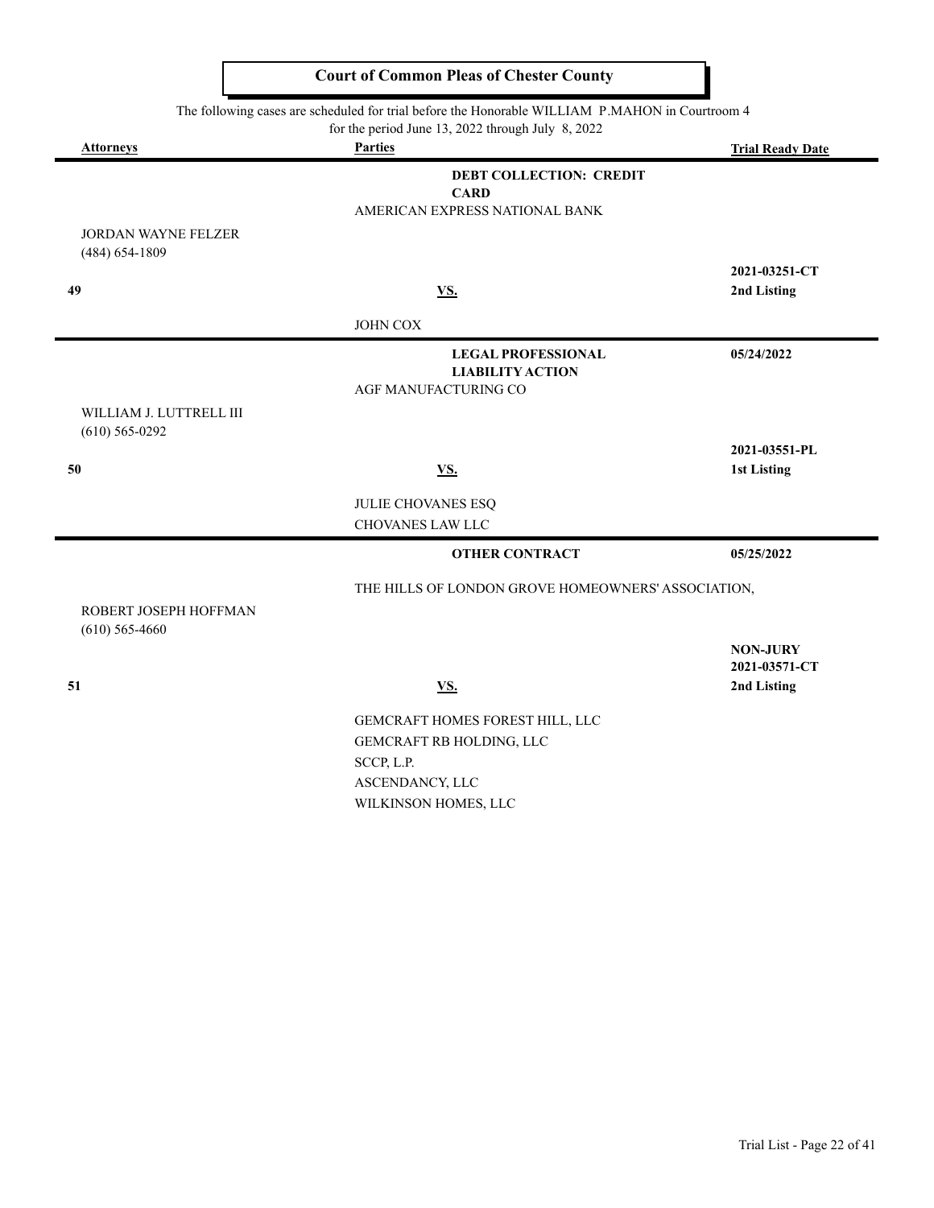## Court of Common Pleas of Chester County

The following cases are scheduled for trial before the Honorable WILLIAM P.MAHON in Courtroom 4 for the period June 13, 2022 through July 8, 2022

| Attorneys | Parties | Trial Ready Date |
|---|---|---|
| | **DEBT COLLECTION: CREDIT CARD** | |
| | AMERICAN EXPRESS NATIONAL BANK | |
| JORDAN WAYNE FELZER (484) 654-1809 | | |
| | | **2021-03251-CT** |
| **49** | **VS.** | **2nd Listing** |
| | JOHN COX | |
| | **LEGAL PROFESSIONAL LIABILITY ACTION** | **05/24/2022** |
| | AGF MANUFACTURING CO | |
| WILLIAM J. LUTTRELL III (610) 565-0292 | | |
| | | **2021-03551-PL** |
| **50** | **VS.** | **1st Listing** |
| | JULIE CHOVANES ESQ<br>CHOVANES LAW LLC | |
| | **OTHER CONTRACT** | **05/25/2022** |
| | THE HILLS OF LONDON GROVE HOMEOWNERS' ASSOCIATION, | |
| ROBERT JOSEPH HOFFMAN (610) 565-4660 | | |
| | | **NON-JURY**<br>**2021-03571-CT** |
| **51** | **VS.** | **2nd Listing** |
| | GEMCRAFT HOMES FOREST HILL, LLC<br>GEMCRAFT RB HOLDING, LLC<br>SCCP, L.P.<br>ASCENDANCY, LLC<br>WILKINSON HOMES, LLC | |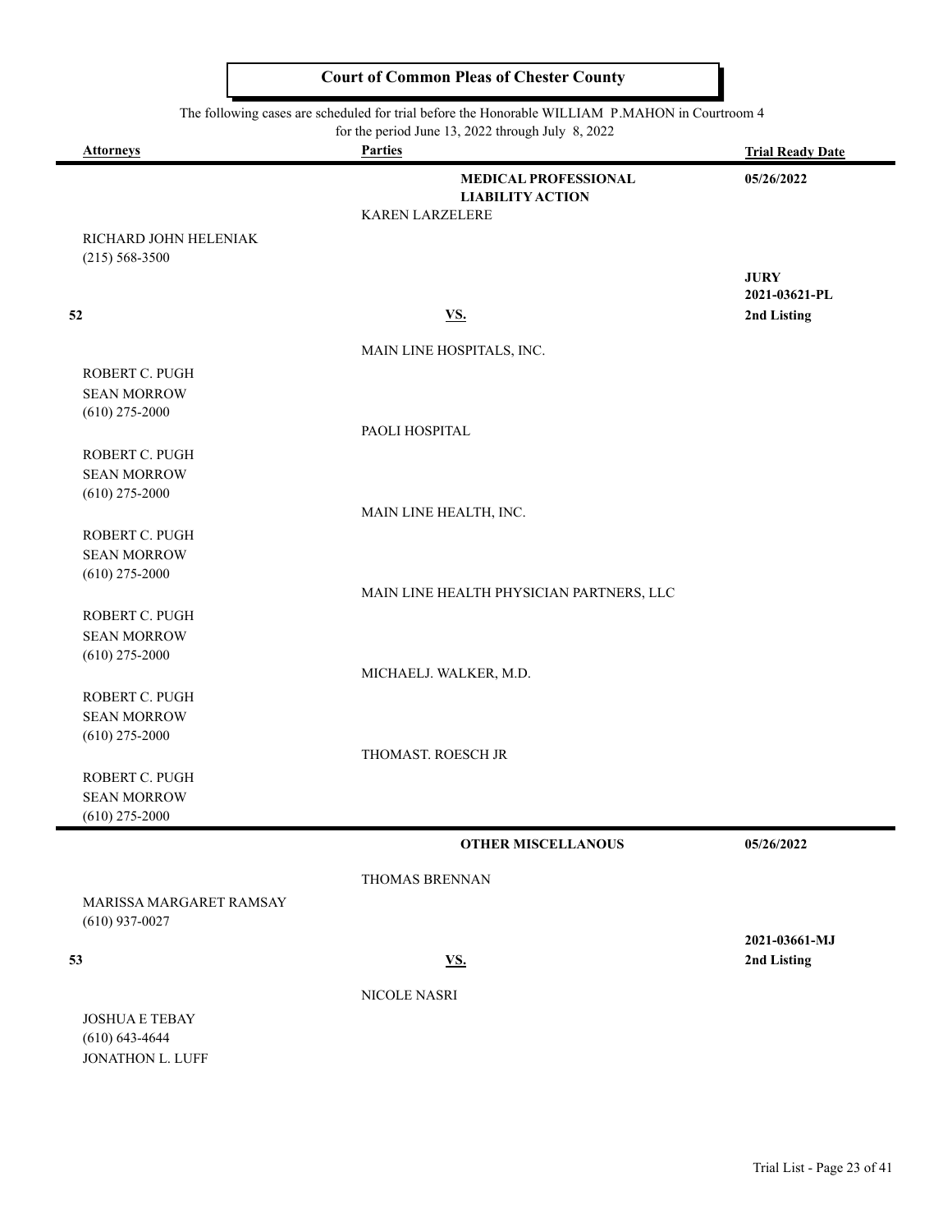# Court of Common Pleas of Chester County

The following cases are scheduled for trial before the Honorable WILLIAM P.MAHON in Courtroom 4
for the period June 13, 2022 through July 8, 2022

| Attorneys | Parties | Trial Ready Date |
|---|---|---|
| | **MEDICAL PROFESSIONAL LIABILITY ACTION** | **05/26/2022** |
| | KAREN LARZELERE | |
| RICHARD JOHN HELENIAK (215) 568-3500 | | **JURY** |
| | | **2021-03621-PL** |
| **52** | **VS.** | **2nd Listing** |
| | MAIN LINE HOSPITALS, INC. | |
| ROBERT C. PUGH<br>SEAN MORROW<br>(610) 275-2000 | | |
| | PAOLI HOSPITAL | |
| ROBERT C. PUGH<br>SEAN MORROW<br>(610) 275-2000 | | |
| | MAIN LINE HEALTH, INC. | |
| ROBERT C. PUGH<br>SEAN MORROW<br>(610) 275-2000 | | |
| | MAIN LINE HEALTH PHYSICIAN PARTNERS, LLC | |
| ROBERT C. PUGH<br>SEAN MORROW<br>(610) 275-2000 | | |
| | MICHAELJ. WALKER, M.D. | |
| ROBERT C. PUGH<br>SEAN MORROW<br>(610) 275-2000 | | |
| | THOMAST. ROESCH JR | |
| ROBERT C. PUGH<br>SEAN MORROW<br>(610) 275-2000 | | |

| Attorneys | Parties | Trial Ready Date |
|---|---|---|
| | **OTHER MISCELLANOUS** | **05/26/2022** |
| | THOMAS BRENNAN | |
| MARISSA MARGARET RAMSAY (610) 937-0027 | | **2021-03661-MJ** |
| **53** | **VS.** | **2nd Listing** |
| | NICOLE NASRI | |
| JOSHUA E TEBAY<br>(610) 643-4644<br>JONATHON L. LUFF | | |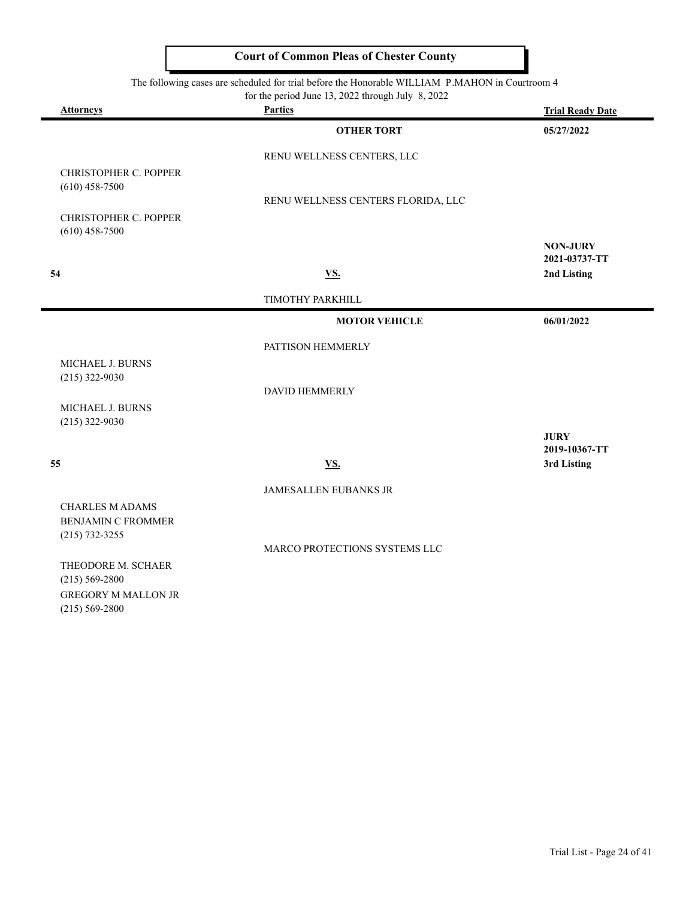## Court of Common Pleas of Chester County

The following cases are scheduled for trial before the Honorable WILLIAM P.MAHON in Courtroom 4
for the period June 13, 2022 through July 8, 2022

| Attorneys | Parties | Trial Ready Date |
|---|---|---|
| | **OTHER TORT** | **05/27/2022** |
| | RENU WELLNESS CENTERS, LLC | |
| CHRISTOPHER C. POPPER<br>(610) 458-7500 | | |
| | RENU WELLNESS CENTERS FLORIDA, LLC | |
| CHRISTOPHER C. POPPER<br>(610) 458-7500 | | |
| | | **NON-JURY**<br>**2021-03737-TT** |
| **54** | **VS.** | **2nd Listing** |
| | TIMOTHY PARKHILL | |
| | **MOTOR VEHICLE** | **06/01/2022** |
| | PATTISON HEMMERLY | |
| MICHAEL J. BURNS<br>(215) 322-9030 | | |
| | DAVID HEMMERLY | |
| MICHAEL J. BURNS<br>(215) 322-9030 | | |
| | | **JURY**<br>**2019-10367-TT** |
| **55** | **VS.** | **3rd Listing** |
| | JAMESALLEN EUBANKS JR | |
| CHARLES M ADAMS<br>BENJAMIN C FROMMER<br>(215) 732-3255 | | |
| | MARCO PROTECTIONS SYSTEMS LLC | |
| THEODORE M. SCHAER<br>(215) 569-2800<br>GREGORY M MALLON JR<br>(215) 569-2800 | | |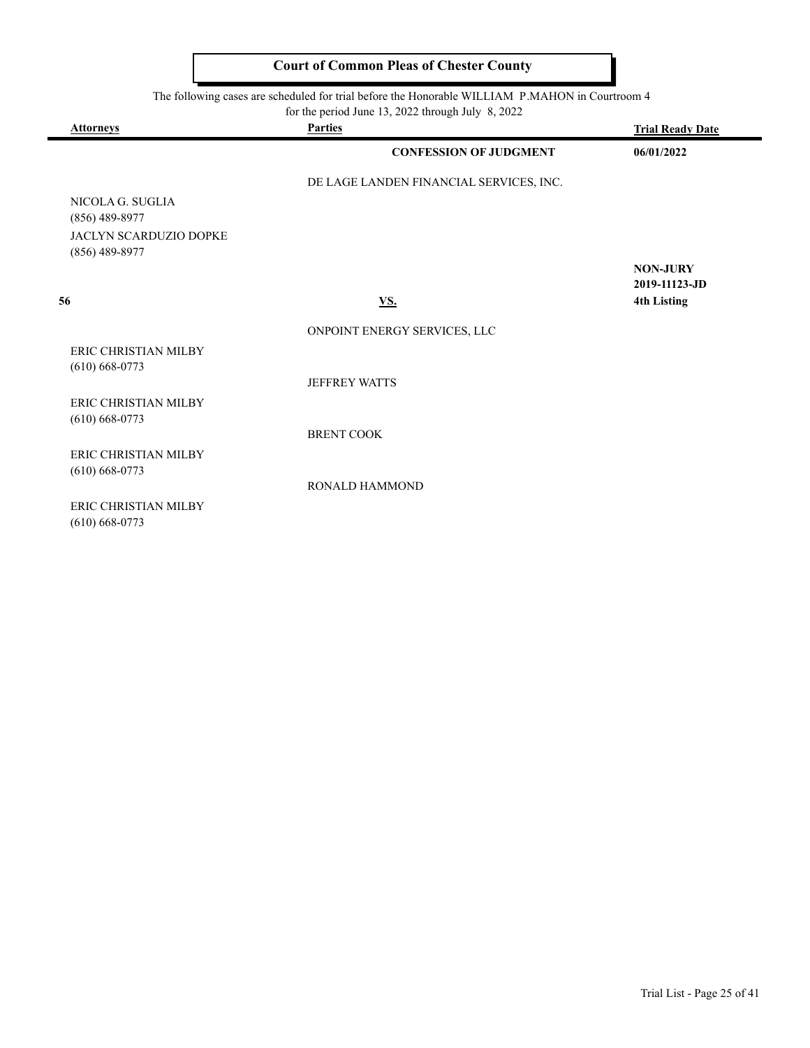# Court of Common Pleas of Chester County

The following cases are scheduled for trial before the Honorable WILLIAM P.MAHON in Courtroom 4 for the period June 13, 2022 through July 8, 2022

| Attorneys | Parties | Trial Ready Date |
|---|---|---|
| | **CONFESSION OF JUDGMENT** | **06/01/2022** |
| | DE LAGE LANDEN FINANCIAL SERVICES, INC. | |
| NICOLA G. SUGLIA<br>(856) 489-8977 | | |
| JACLYN SCARDUZIO DOPKE<br>(856) 489-8977 | | |
| | | **NON-JURY**<br>**2019-11123-JD** |
| **56** | **VS.** | **4th Listing** |
| | ONPOINT ENERGY SERVICES, LLC | |
| ERIC CHRISTIAN MILBY<br>(610) 668-0773 | | |
| | JEFFREY WATTS | |
| ERIC CHRISTIAN MILBY<br>(610) 668-0773 | | |
| | BRENT COOK | |
| ERIC CHRISTIAN MILBY<br>(610) 668-0773 | | |
| | RONALD HAMMOND | |
| ERIC CHRISTIAN MILBY<br>(610) 668-0773 | | |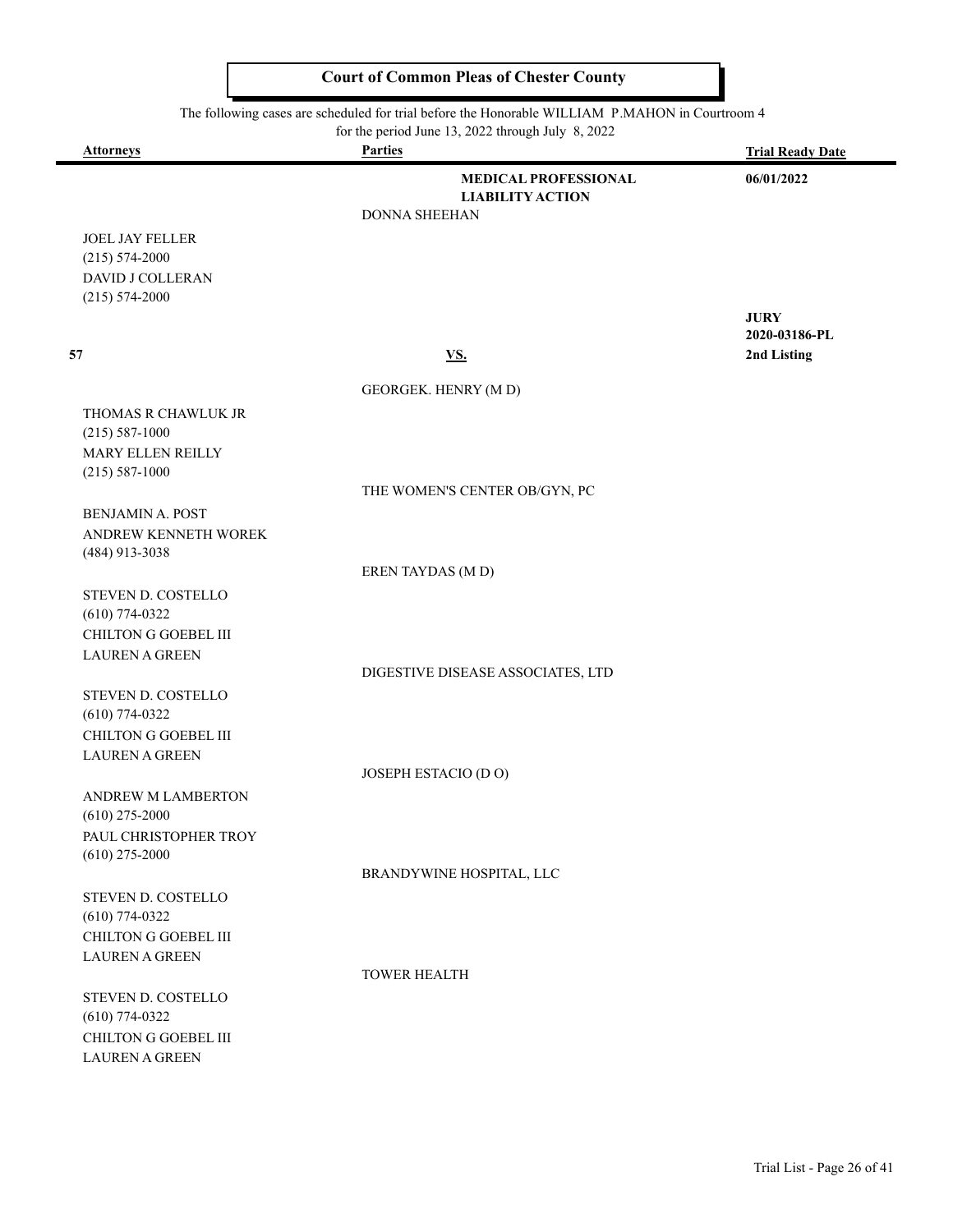# Court of Common Pleas of Chester County

The following cases are scheduled for trial before the Honorable WILLIAM P.MAHON in Courtroom 4 for the period June 13, 2022 through July 8, 2022

| Attorneys | Parties | Trial Ready Date |
|---|---|---|
| | **MEDICAL PROFESSIONAL LIABILITY ACTION** | **06/01/2022** |
| | DONNA SHEEHAN | |
| JOEL JAY FELLER<br>(215) 574-2000<br>DAVID J COLLERAN<br>(215) 574-2000 | | |
| | | **JURY**<br>**2020-03186-PL** |
| **57** | **VS.** | **2nd Listing** |
| | GEORGEK. HENRY (M D) | |
| THOMAS R CHAWLUK JR<br>(215) 587-1000<br>MARY ELLEN REILLY<br>(215) 587-1000 | | |
| | THE WOMEN'S CENTER OB/GYN, PC | |
| BENJAMIN A. POST<br>ANDREW KENNETH WOREK<br>(484) 913-3038 | | |
| | EREN TAYDAS (M D) | |
| STEVEN D. COSTELLO<br>(610) 774-0322<br>CHILTON G GOEBEL III<br>LAUREN A GREEN | | |
| | DIGESTIVE DISEASE ASSOCIATES, LTD | |
| STEVEN D. COSTELLO<br>(610) 774-0322<br>CHILTON G GOEBEL III<br>LAUREN A GREEN | | |
| | JOSEPH ESTACIO (D O) | |
| ANDREW M LAMBERTON<br>(610) 275-2000<br>PAUL CHRISTOPHER TROY<br>(610) 275-2000 | | |
| | BRANDYWINE HOSPITAL, LLC | |
| STEVEN D. COSTELLO<br>(610) 774-0322<br>CHILTON G GOEBEL III<br>LAUREN A GREEN | | |
| | TOWER HEALTH | |
| STEVEN D. COSTELLO<br>(610) 774-0322<br>CHILTON G GOEBEL III<br>LAUREN A GREEN | | |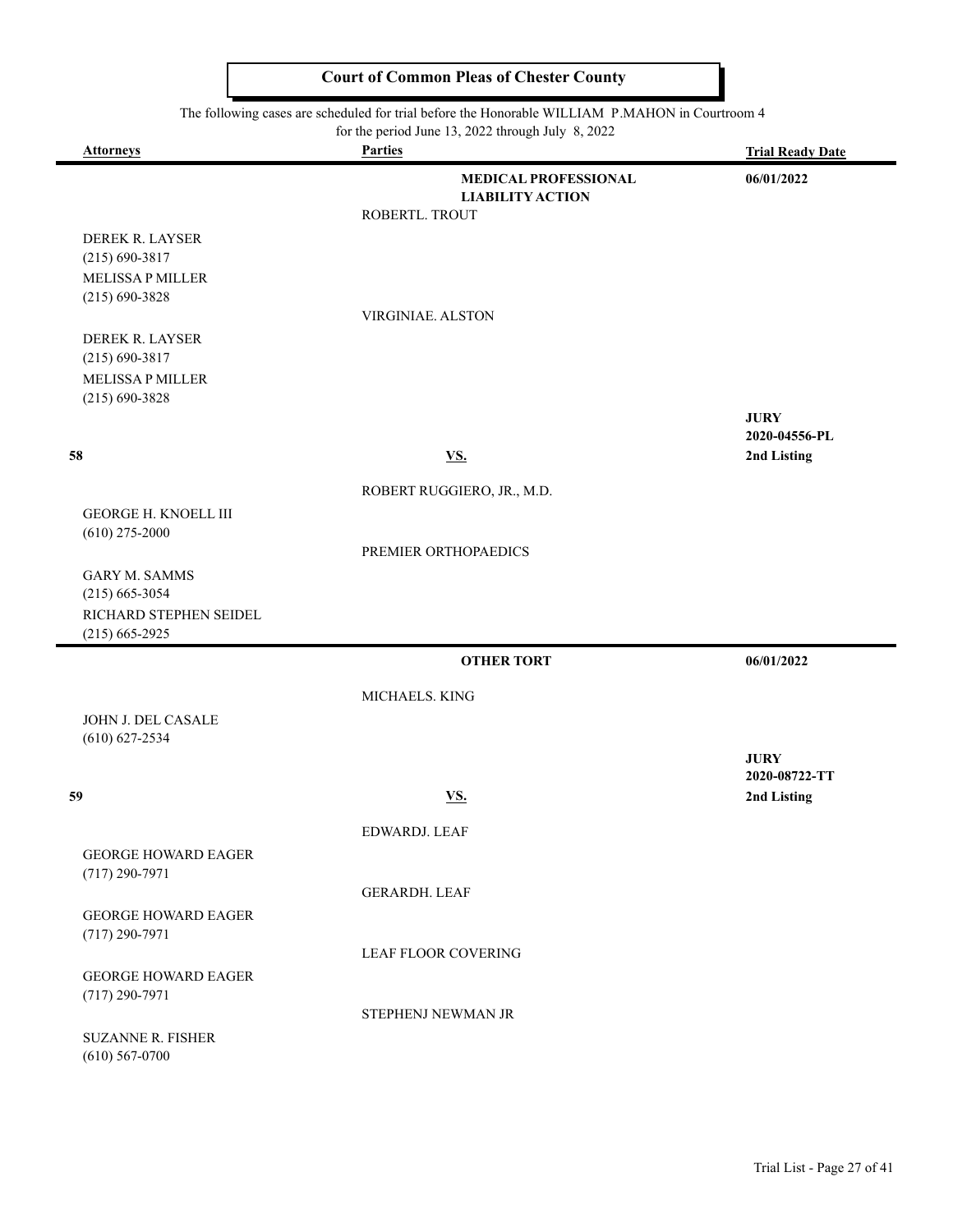# Court of Common Pleas of Chester County

The following cases are scheduled for trial before the Honorable WILLIAM P.MAHON in Courtroom 4 for the period June 13, 2022 through July 8, 2022

| Attorneys | Parties | Trial Ready Date |
|---|---|---|
| | **MEDICAL PROFESSIONAL LIABILITY ACTION** | **06/01/2022** |
| | ROBERTL. TROUT | |
| DEREK R. LAYSER (215) 690-3817 | | |
| MELISSA P MILLER (215) 690-3828 | | |
| | VIRGINIAE. ALSTON | |
| DEREK R. LAYSER (215) 690-3817 | | |
| MELISSA P MILLER (215) 690-3828 | | |
| | | **JURY** |
| | | **2020-04556-PL** |
| **58** | **VS.** | **2nd Listing** |
| | ROBERT RUGGIERO, JR., M.D. | |
| GEORGE H. KNOELL III (610) 275-2000 | | |
| | PREMIER ORTHOPAEDICS | |
| GARY M. SAMMS (215) 665-3054 | | |
| RICHARD STEPHEN SEIDEL (215) 665-2925 | | |

| Attorneys | Parties | Trial Ready Date |
|---|---|---|
| | **OTHER TORT** | **06/01/2022** |
| | MICHAELS. KING | |
| JOHN J. DEL CASALE (610) 627-2534 | | |
| | | **JURY** |
| | | **2020-08722-TT** |
| **59** | **VS.** | **2nd Listing** |
| | EDWARDJ. LEAF | |
| GEORGE HOWARD EAGER (717) 290-7971 | | |
| | GERARDH. LEAF | |
| GEORGE HOWARD EAGER (717) 290-7971 | | |
| | LEAF FLOOR COVERING | |
| GEORGE HOWARD EAGER (717) 290-7971 | | |
| | STEPHENJ NEWMAN JR | |
| SUZANNE R. FISHER (610) 567-0700 | | |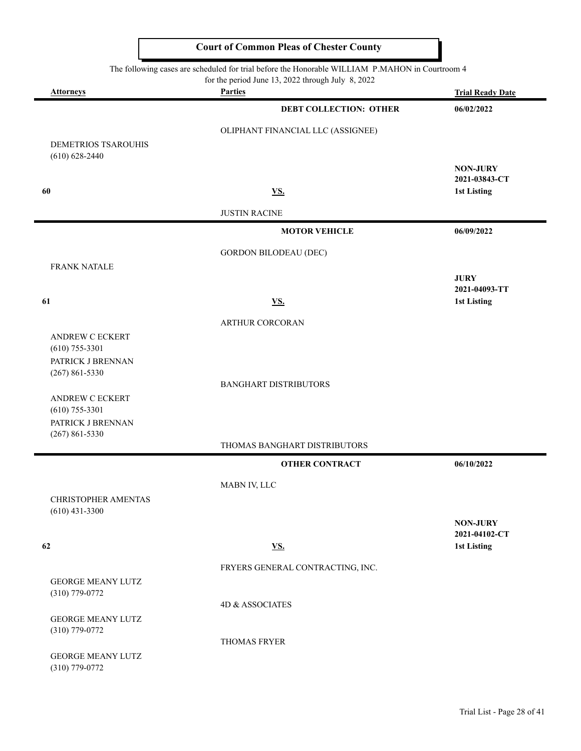# Court of Common Pleas of Chester County

The following cases are scheduled for trial before the Honorable WILLIAM P.MAHON in Courtroom 4 for the period June 13, 2022 through July 8, 2022

| Attorneys | Parties | Trial Ready Date |
|---|---|---|
| | **DEBT COLLECTION: OTHER** | **06/02/2022** |
| | OLIPHANT FINANCIAL LLC (ASSIGNEE) | |
| DEMETRIOS TSAROUHIS (610) 628-2440 | | **NON-JURY** **2021-03843-CT** |
| **60** | **VS.** | **1st Listing** |
| | JUSTIN RACINE | |
| | **MOTOR VEHICLE** | **06/09/2022** |
| | GORDON BILODEAU (DEC) | |
| FRANK NATALE | | **JURY** **2021-04093-TT** |
| **61** | **VS.** | **1st Listing** |
| | ARTHUR CORCORAN | |
| ANDREW C ECKERT (610) 755-3301 PATRICK J BRENNAN (267) 861-5330 | | |
| | BANGHART DISTRIBUTORS | |
| ANDREW C ECKERT (610) 755-3301 PATRICK J BRENNAN (267) 861-5330 | | |
| | THOMAS BANGHART DISTRIBUTORS | |
| | **OTHER CONTRACT** | **06/10/2022** |
| | MABN IV, LLC | |
| CHRISTOPHER AMENTAS (610) 431-3300 | | **NON-JURY** **2021-04102-CT** |
| **62** | **VS.** | **1st Listing** |
| | FRYERS GENERAL CONTRACTING, INC. | |
| GEORGE MEANY LUTZ (310) 779-0772 | | |
| | 4D & ASSOCIATES | |
| GEORGE MEANY LUTZ (310) 779-0772 | | |
| | THOMAS FRYER | |
| GEORGE MEANY LUTZ (310) 779-0772 | | |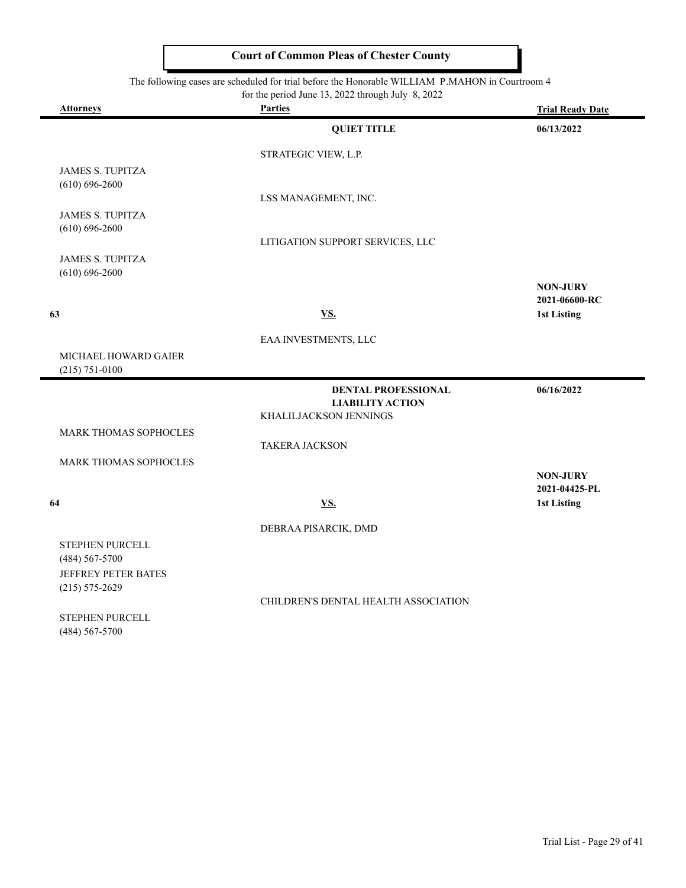**Court of Common Pleas of Chester County**

The following cases are scheduled for trial before the Honorable WILLIAM P.MAHON in Courtroom 4
for the period June 13, 2022 through July 8, 2022

| Attorneys | Parties | Trial Ready Date |
|---|---|---|
| | **QUIET TITLE** | **06/13/2022** |
| | STRATEGIC VIEW, L.P. | |
| JAMES S. TUPITZA<br>(610) 696-2600 | | |
| | LSS MANAGEMENT, INC. | |
| JAMES S. TUPITZA<br>(610) 696-2600 | | |
| | LITIGATION SUPPORT SERVICES, LLC | |
| JAMES S. TUPITZA<br>(610) 696-2600 | | |
| | | **NON-JURY**<br>**2021-06600-RC** |
| **63** | **VS.** | **1st Listing** |
| | EAA INVESTMENTS, LLC | |
| MICHAEL HOWARD GAIER<br>(215) 751-0100 | | |
| | **DENTAL PROFESSIONAL LIABILITY ACTION** | **06/16/2022** |
| | KHALILJACKSON JENNINGS | |
| MARK THOMAS SOPHOCLES | | |
| | TAKERA JACKSON | |
| MARK THOMAS SOPHOCLES | | |
| | | **NON-JURY**<br>**2021-04425-PL** |
| **64** | **VS.** | **1st Listing** |
| | DEBRAA PISARCIK, DMD | |
| STEPHEN PURCELL<br>(484) 567-5700 | | |
| JEFFREY PETER BATES<br>(215) 575-2629 | | |
| | CHILDREN'S DENTAL HEALTH ASSOCIATION | |
| STEPHEN PURCELL<br>(484) 567-5700 | | |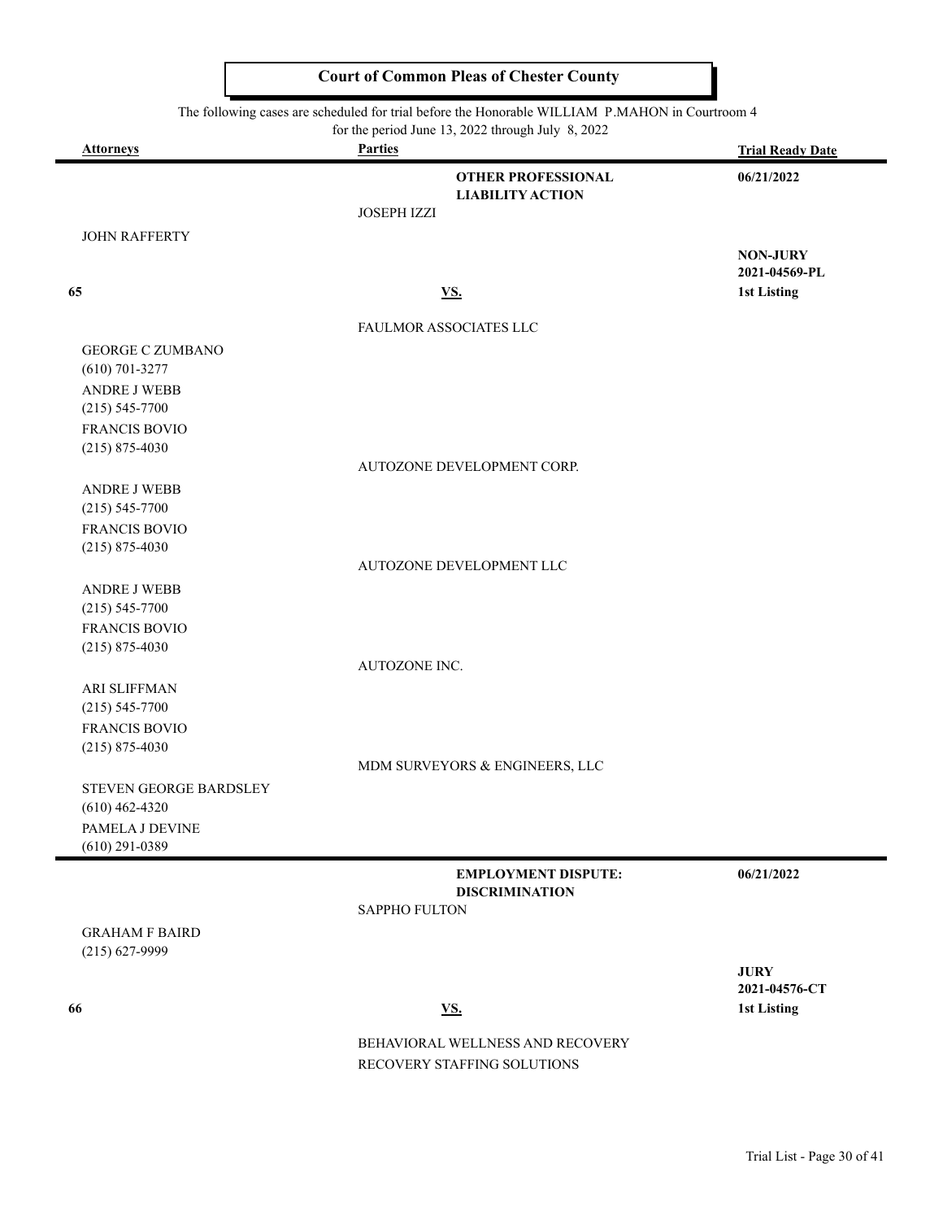# Court of Common Pleas of Chester County

The following cases are scheduled for trial before the Honorable WILLIAM P.MAHON in Courtroom 4 for the period June 13, 2022 through July 8, 2022

| Attorneys | Parties | Trial Ready Date |
|---|---|---|
| | **OTHER PROFESSIONAL LIABILITY ACTION** | **06/21/2022** |
| | JOSEPH IZZI | |
| JOHN RAFFERTY | | **NON-JURY** |
| | | **2021-04569-PL** |
| **65** | **VS.** | **1st Listing** |
| | FAULMOR ASSOCIATES LLC | |
| GEORGE C ZUMBANO (610) 701-3277 | | |
| ANDRE J WEBB (215) 545-7700 | | |
| FRANCIS BOVIO (215) 875-4030 | | |
| | AUTOZONE DEVELOPMENT CORP. | |
| ANDRE J WEBB (215) 545-7700 | | |
| FRANCIS BOVIO (215) 875-4030 | | |
| | AUTOZONE DEVELOPMENT LLC | |
| ANDRE J WEBB (215) 545-7700 | | |
| FRANCIS BOVIO (215) 875-4030 | | |
| | AUTOZONE INC. | |
| ARI SLIFFMAN (215) 545-7700 | | |
| FRANCIS BOVIO (215) 875-4030 | | |
| | MDM SURVEYORS & ENGINEERS, LLC | |
| STEVEN GEORGE BARDSLEY (610) 462-4320 | | |
| PAMELA J DEVINE (610) 291-0389 | | |

| Attorneys | Parties | Trial Ready Date |
|---|---|---|
| | **EMPLOYMENT DISPUTE: DISCRIMINATION** | **06/21/2022** |
| | SAPPHO FULTON | |
| GRAHAM F BAIRD (215) 627-9999 | | **JURY** |
| | | **2021-04576-CT** |
| **66** | **VS.** | **1st Listing** |
| | BEHAVIORAL WELLNESS AND RECOVERY | |
| | RECOVERY STAFFING SOLUTIONS | |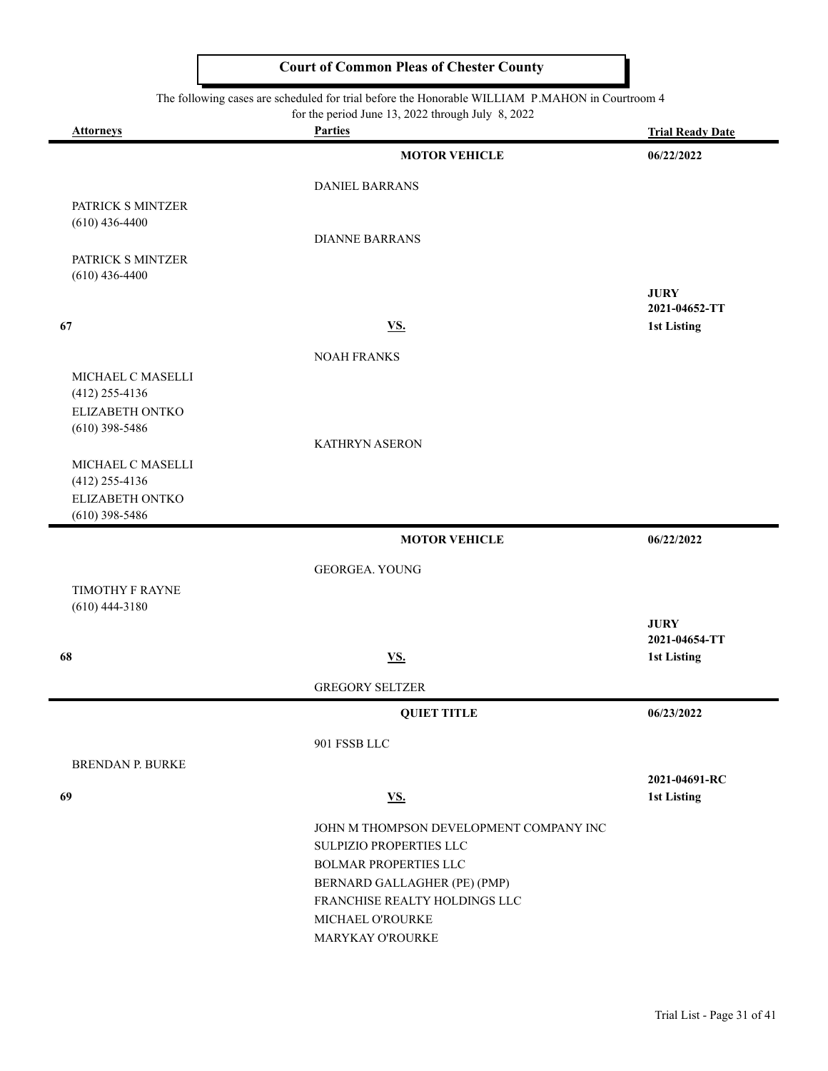# Court of Common Pleas of Chester County

The following cases are scheduled for trial before the Honorable WILLIAM P.MAHON in Courtroom 4 for the period June 13, 2022 through July 8, 2022

| Attorneys | Parties | Trial Ready Date |
|---|---|---|
| | **MOTOR VEHICLE** | **06/22/2022** |
| | DANIEL BARRANS | |
| PATRICK S MINTZER (610) 436-4400 | | |
| | DIANNE BARRANS | |
| PATRICK S MINTZER (610) 436-4400 | | |
| | | **JURY** 2021-04652-TT |
| **67** | **VS.** | **1st Listing** |
| | NOAH FRANKS | |
| MICHAEL C MASELLI (412) 255-4136<br>ELIZABETH ONTKO (610) 398-5486 | | |
| | KATHRYN ASERON | |
| MICHAEL C MASELLI (412) 255-4136<br>ELIZABETH ONTKO (610) 398-5486 | | |
| | **MOTOR VEHICLE** | **06/22/2022** |
| | GEORGEA. YOUNG | |
| TIMOTHY F RAYNE (610) 444-3180 | | |
| | | **JURY** 2021-04654-TT |
| **68** | **VS.** | **1st Listing** |
| | GREGORY SELTZER | |
| | **QUIET TITLE** | **06/23/2022** |
| | 901 FSSB LLC | |
| BRENDAN P. BURKE | | |
| | | 2021-04691-RC |
| **69** | **VS.** | **1st Listing** |
| | JOHN M THOMPSON DEVELOPMENT COMPANY INC<br>SULPIZIO PROPERTIES LLC<br>BOLMAR PROPERTIES LLC<br>BERNARD GALLAGHER (PE) (PMP)<br>FRANCHISE REALTY HOLDINGS LLC<br>MICHAEL O'ROURKE<br>MARYKAY O'ROURKE | |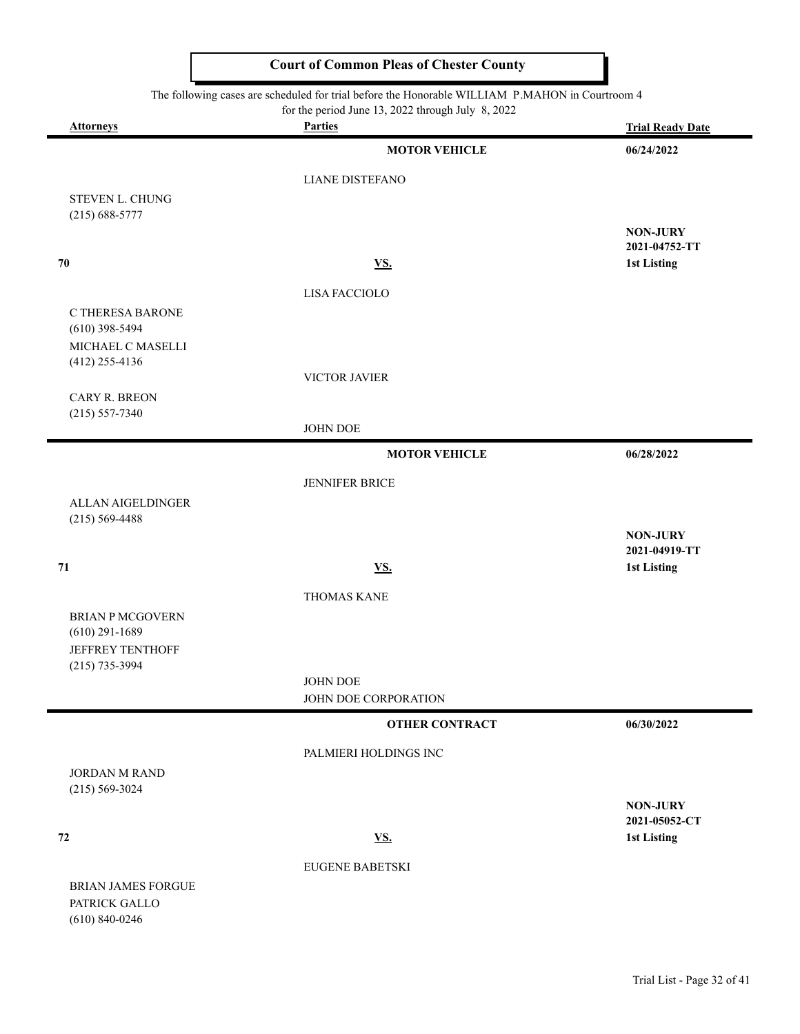**Court of Common Pleas of Chester County**

The following cases are scheduled for trial before the Honorable WILLIAM P.MAHON in Courtroom 4 for the period June 13, 2022 through July 8, 2022

| Attorneys | Parties | Trial Ready Date |
|---|---|---|
| | **MOTOR VEHICLE** | **06/24/2022** |
| | LIANE DISTEFANO | |
| STEVEN L. CHUNG (215) 688-5777 | | **NON-JURY** **2021-04752-TT** |
| **70** | **VS.** | **1st Listing** |
| | LISA FACCIOLO | |
| C THERESA BARONE (610) 398-5494 | | |
| MICHAEL C MASELLI (412) 255-4136 | | |
| | VICTOR JAVIER | |
| CARY R. BREON (215) 557-7340 | | |
| | JOHN DOE | |
| | **MOTOR VEHICLE** | **06/28/2022** |
| | JENNIFER BRICE | |
| ALLAN AIGELDINGER (215) 569-4488 | | **NON-JURY** **2021-04919-TT** |
| **71** | **VS.** | **1st Listing** |
| | THOMAS KANE | |
| BRIAN P MCGOVERN (610) 291-1689 | | |
| JEFFREY TENTHOFF (215) 735-3994 | | |
| | JOHN DOE | |
| | JOHN DOE CORPORATION | |
| | **OTHER CONTRACT** | **06/30/2022** |
| | PALMIERI HOLDINGS INC | |
| JORDAN M RAND (215) 569-3024 | | **NON-JURY** **2021-05052-CT** |
| **72** | **VS.** | **1st Listing** |
| | EUGENE BABETSKI | |
| BRIAN JAMES FORGUE | | |
| PATRICK GALLO (610) 840-0246 | | |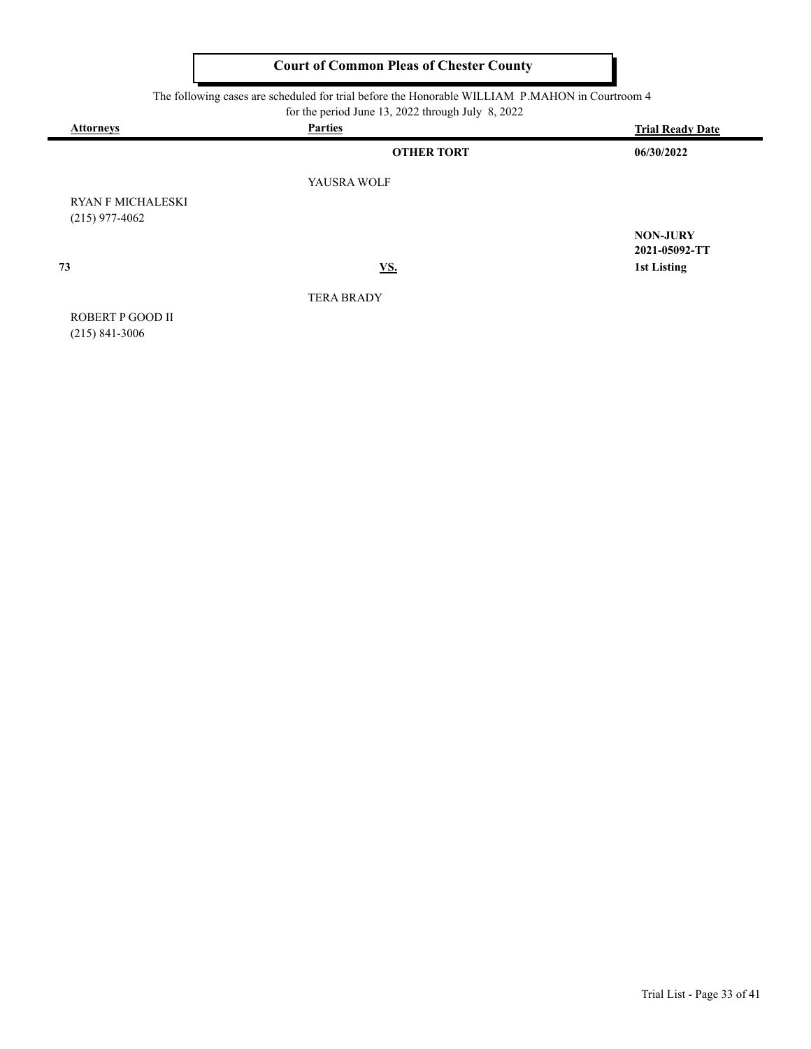# Court of Common Pleas of Chester County

The following cases are scheduled for trial before the Honorable WILLIAM P.MAHON in Courtroom 4 for the period June 13, 2022 through July 8, 2022

| Attorneys | Parties | Trial Ready Date |
|---|---|---|
| | **OTHER TORT** | **06/30/2022** |
| | YAUSRA WOLF | |
| RYAN F MICHALESKI<br>(215) 977-4062 | | |
| | | **NON-JURY**<br>**2021-05092-TT** |
| **73** | **VS.** | **1st Listing** |
| | TERA BRADY | |
| ROBERT P GOOD II<br>(215) 841-3006 | | |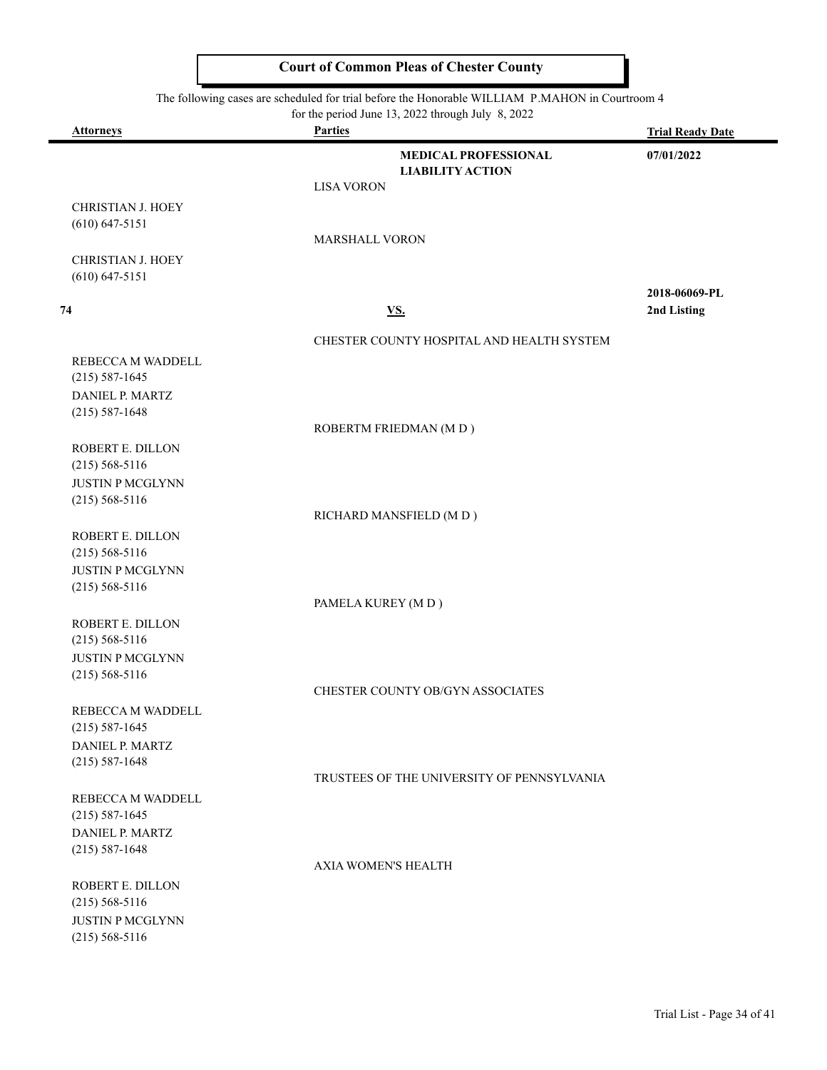**Court of Common Pleas of Chester County**

The following cases are scheduled for trial before the Honorable WILLIAM P.MAHON in Courtroom 4
for the period June 13, 2022 through July 8, 2022

| Attorneys | Parties | Trial Ready Date |
|---|---|---|
| | **MEDICAL PROFESSIONAL LIABILITY ACTION** | **07/01/2022** |
| | LISA VORON | |
| CHRISTIAN J. HOEY (610) 647-5151 | | |
| | MARSHALL VORON | |
| CHRISTIAN J. HOEY (610) 647-5151 | | |
| **74** | **VS.** | **2018-06069-PL 2nd Listing** |
| | CHESTER COUNTY HOSPITAL AND HEALTH SYSTEM | |
| REBECCA M WADDELL (215) 587-1645<br>DANIEL P. MARTZ (215) 587-1648 | | |
| | ROBERTM FRIEDMAN (M D ) | |
| ROBERT E. DILLON (215) 568-5116<br>JUSTIN P MCGLYNN (215) 568-5116 | | |
| | RICHARD MANSFIELD (M D ) | |
| ROBERT E. DILLON (215) 568-5116<br>JUSTIN P MCGLYNN (215) 568-5116 | | |
| | PAMELA KUREY (M D ) | |
| ROBERT E. DILLON (215) 568-5116<br>JUSTIN P MCGLYNN (215) 568-5116 | | |
| | CHESTER COUNTY OB/GYN ASSOCIATES | |
| REBECCA M WADDELL (215) 587-1645<br>DANIEL P. MARTZ (215) 587-1648 | | |
| | TRUSTEES OF THE UNIVERSITY OF PENNSYLVANIA | |
| REBECCA M WADDELL (215) 587-1645<br>DANIEL P. MARTZ (215) 587-1648 | | |
| | AXIA WOMEN'S HEALTH | |
| ROBERT E. DILLON (215) 568-5116<br>JUSTIN P MCGLYNN (215) 568-5116 | | |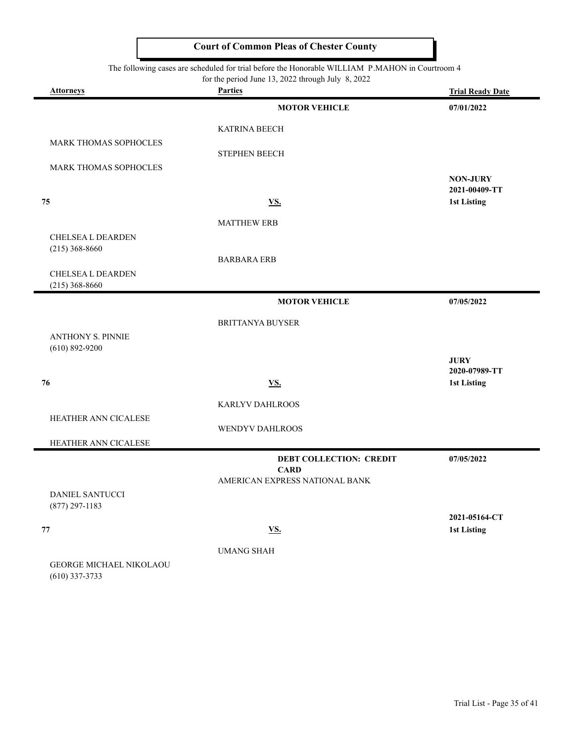## Court of Common Pleas of Chester County

The following cases are scheduled for trial before the Honorable WILLIAM P.MAHON in Courtroom 4 for the period June 13, 2022 through July 8, 2022

| Attorneys | Parties | Trial Ready Date |
|---|---|---|
| | **MOTOR VEHICLE** | **07/01/2022** |
| | KATRINA BEECH | |
| MARK THOMAS SOPHOCLES | STEPHEN BEECH | |
| MARK THOMAS SOPHOCLES | | **NON-JURY** |
| | | **2021-00409-TT** |
| **75** | **VS.** | **1st Listing** |
| | MATTHEW ERB | |
| CHELSEA L DEARDEN (215) 368-8660 | BARBARA ERB | |
| CHELSEA L DEARDEN (215) 368-8660 | | |
| | **MOTOR VEHICLE** | **07/05/2022** |
| | BRITTANYA BUYSER | |
| ANTHONY S. PINNIE (610) 892-9200 | | **JURY** |
| | | **2020-07989-TT** |
| **76** | **VS.** | **1st Listing** |
| | KARLYV DAHLROOS | |
| HEATHER ANN CICALESE | WENDYV DAHLROOS | |
| HEATHER ANN CICALESE | | |
| | **DEBT COLLECTION: CREDIT CARD** | **07/05/2022** |
| | AMERICAN EXPRESS NATIONAL BANK | |
| DANIEL SANTUCCI (877) 297-1183 | | **2021-05164-CT** |
| **77** | **VS.** | **1st Listing** |
| | UMANG SHAH | |
| GEORGE MICHAEL NIKOLAOU (610) 337-3733 | | |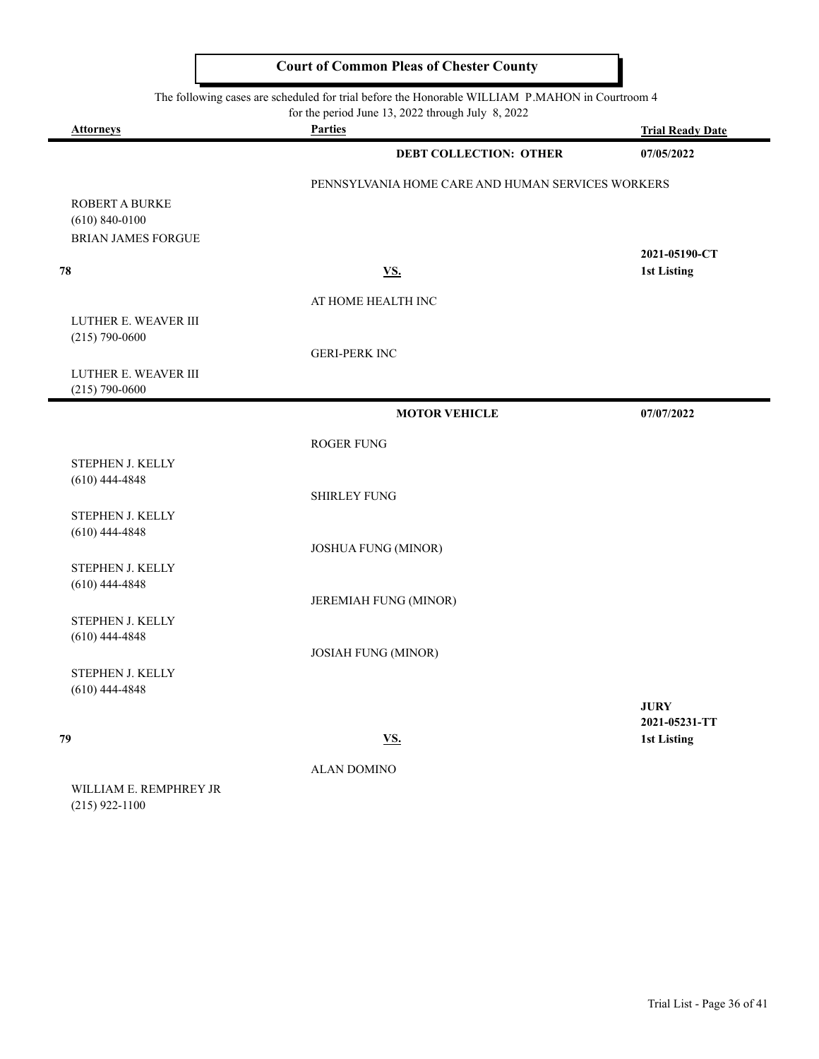## Court of Common Pleas of Chester County

The following cases are scheduled for trial before the Honorable WILLIAM P.MAHON in Courtroom 4
for the period June 13, 2022 through July 8, 2022

| Attorneys | Parties | Trial Ready Date |
|---|---|---|
| | **DEBT COLLECTION: OTHER** | **07/05/2022** |
| | PENNSYLVANIA HOME CARE AND HUMAN SERVICES WORKERS | |
| ROBERT A BURKE<br>(610) 840-0100<br>BRIAN JAMES FORGUE | | |
| **78** | **VS.** | **2021-05190-CT**<br>**1st Listing** |
| | AT HOME HEALTH INC | |
| LUTHER E. WEAVER III<br>(215) 790-0600 | | |
| | GERI-PERK INC | |
| LUTHER E. WEAVER III<br>(215) 790-0600 | | |

| Attorneys | Parties | Trial Ready Date |
|---|---|---|
| | **MOTOR VEHICLE** | **07/07/2022** |
| | ROGER FUNG | |
| STEPHEN J. KELLY<br>(610) 444-4848 | | |
| | SHIRLEY FUNG | |
| STEPHEN J. KELLY<br>(610) 444-4848 | | |
| | JOSHUA FUNG (MINOR) | |
| STEPHEN J. KELLY<br>(610) 444-4848 | | |
| | JEREMIAH FUNG (MINOR) | |
| STEPHEN J. KELLY<br>(610) 444-4848 | | |
| | JOSIAH FUNG (MINOR) | |
| STEPHEN J. KELLY<br>(610) 444-4848 | | |
| **79** | **VS.** | **JURY**<br>**2021-05231-TT**<br>**1st Listing** |
| | ALAN DOMINO | |
| WILLIAM E. REMPHREY JR<br>(215) 922-1100 | | |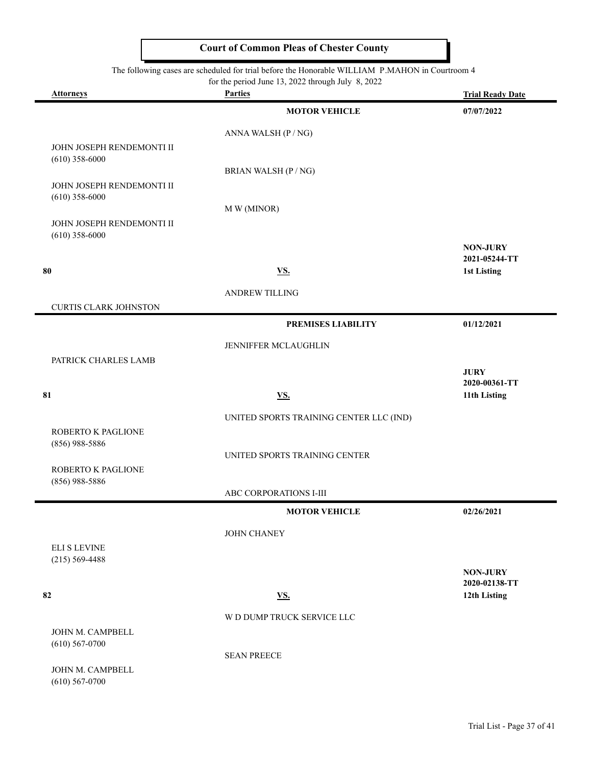# Court of Common Pleas of Chester County

The following cases are scheduled for trial before the Honorable WILLIAM P.MAHON in Courtroom 4 for the period June 13, 2022 through July 8, 2022

| Attorneys | Parties | Trial Ready Date |
|---|---|---|
| | **MOTOR VEHICLE** | **07/07/2022** |
| | ANNA WALSH (P / NG) | |
| JOHN JOSEPH RENDEMONTI II (610) 358-6000 | | |
| | BRIAN WALSH (P / NG) | |
| JOHN JOSEPH RENDEMONTI II (610) 358-6000 | | |
| | M W (MINOR) | |
| JOHN JOSEPH RENDEMONTI II (610) 358-6000 | | |
| | | **NON-JURY** **2021-05244-TT** |
| **80** | **VS.** | **1st Listing** |
| | ANDREW TILLING | |
| CURTIS CLARK JOHNSTON | | |
| | **PREMISES LIABILITY** | **01/12/2021** |
| | JENNIFFER MCLAUGHLIN | |
| PATRICK CHARLES LAMB | | |
| | | **JURY** **2020-00361-TT** |
| **81** | **VS.** | **11th Listing** |
| | UNITED SPORTS TRAINING CENTER LLC (IND) | |
| ROBERTO K PAGLIONE (856) 988-5886 | | |
| | UNITED SPORTS TRAINING CENTER | |
| ROBERTO K PAGLIONE (856) 988-5886 | | |
| | ABC CORPORATIONS I-III | |
| | **MOTOR VEHICLE** | **02/26/2021** |
| | JOHN CHANEY | |
| ELI S LEVINE (215) 569-4488 | | |
| | | **NON-JURY** **2020-02138-TT** |
| **82** | **VS.** | **12th Listing** |
| | W D DUMP TRUCK SERVICE LLC | |
| JOHN M. CAMPBELL (610) 567-0700 | | |
| | SEAN PREECE | |
| JOHN M. CAMPBELL (610) 567-0700 | | |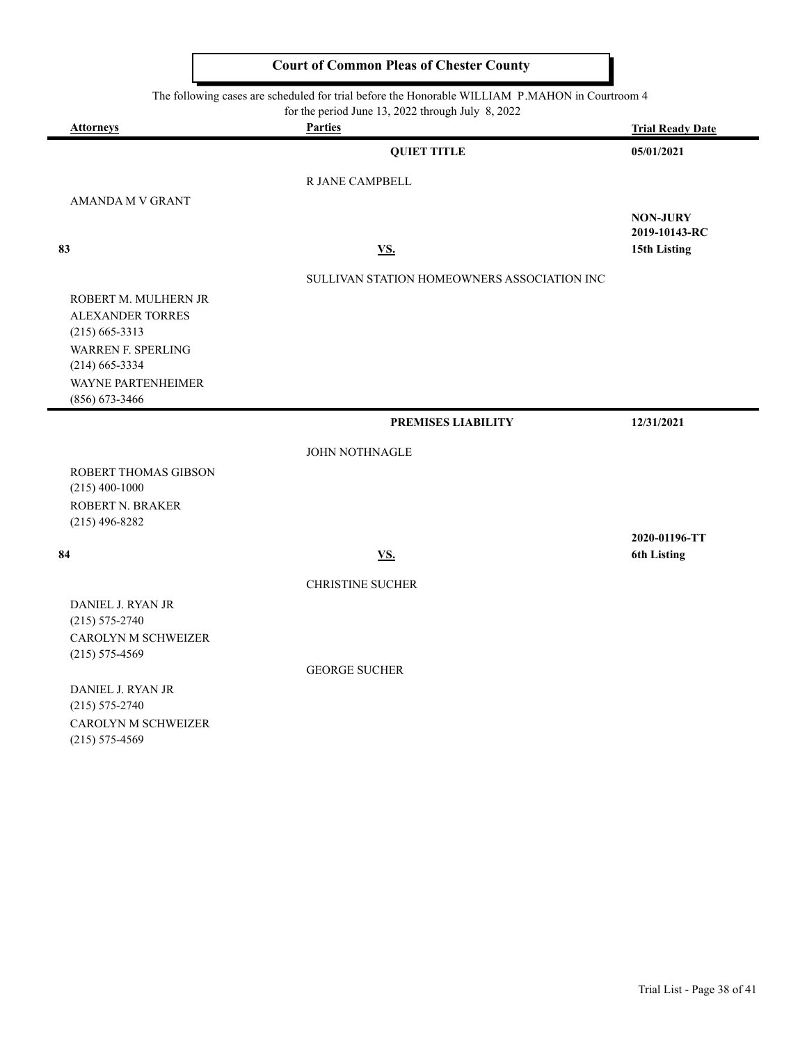# Court of Common Pleas of Chester County

The following cases are scheduled for trial before the Honorable WILLIAM P.MAHON in Courtroom 4
for the period June 13, 2022 through July 8, 2022

| Attorneys | Parties | Trial Ready Date |
|---|---|---|
| | **QUIET TITLE** | **05/01/2021** |
| | R JANE CAMPBELL | |
| AMANDA M V GRANT | | |
| | | **NON-JURY** |
| | | **2019-10143-RC** |
| **83** | **VS.** | **15th Listing** |
| | SULLIVAN STATION HOMEOWNERS ASSOCIATION INC | |
| ROBERT M. MULHERN JR | | |
| ALEXANDER TORRES<br>(215) 665-3313 | | |
| WARREN F. SPERLING<br>(214) 665-3334 | | |
| WAYNE PARTENHEIMER<br>(856) 673-3466 | | |
| | **PREMISES LIABILITY** | **12/31/2021** |
| | JOHN NOTHNAGLE | |
| ROBERT THOMAS GIBSON<br>(215) 400-1000 | | |
| ROBERT N. BRAKER<br>(215) 496-8282 | | |
| | | **2020-01196-TT** |
| **84** | **VS.** | **6th Listing** |
| | CHRISTINE SUCHER | |
| DANIEL J. RYAN JR<br>(215) 575-2740 | | |
| CAROLYN M SCHWEIZER<br>(215) 575-4569 | | |
| | GEORGE SUCHER | |
| DANIEL J. RYAN JR<br>(215) 575-2740 | | |
| CAROLYN M SCHWEIZER<br>(215) 575-4569 | | |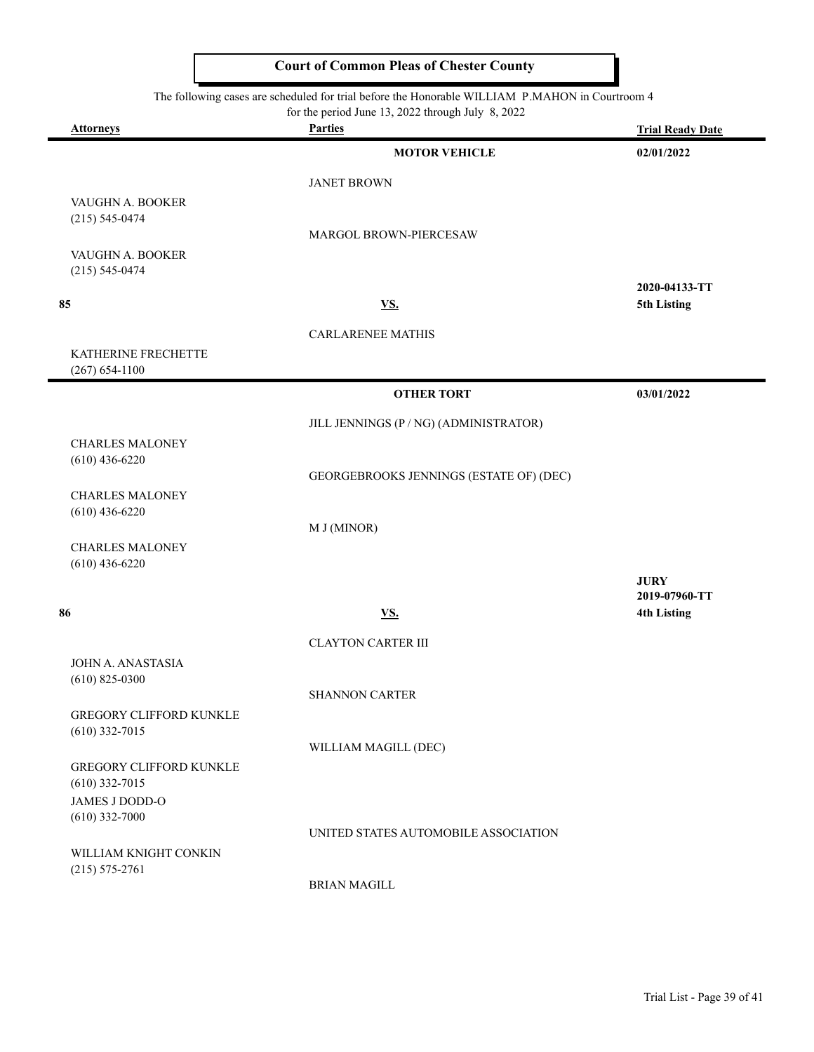# Court of Common Pleas of Chester County

The following cases are scheduled for trial before the Honorable WILLIAM P.MAHON in Courtroom 4 for the period June 13, 2022 through July 8, 2022

| Attorneys | Parties | Trial Ready Date |
|---|---|---|
| | **MOTOR VEHICLE** | **02/01/2022** |
| | JANET BROWN | |
| VAUGHN A. BOOKER (215) 545-0474 | | |
| | MARGOL BROWN-PIERCESAW | |
| VAUGHN A. BOOKER (215) 545-0474 | | |
| **85** | **VS.** | **2020-04133-TT 5th Listing** |
| | CARLARENEE MATHIS | |
| KATHERINE FRECHETTE (267) 654-1100 | | |
| | **OTHER TORT** | **03/01/2022** |
| | JILL JENNINGS (P / NG) (ADMINISTRATOR) | |
| CHARLES MALONEY (610) 436-6220 | | |
| | GEORGEBROOKS JENNINGS (ESTATE OF) (DEC) | |
| CHARLES MALONEY (610) 436-6220 | | |
| | M J (MINOR) | |
| CHARLES MALONEY (610) 436-6220 | | |
| **86** | **VS.** | **JURY 2019-07960-TT 4th Listing** |
| | CLAYTON CARTER III | |
| JOHN A. ANASTASIA (610) 825-0300 | | |
| | SHANNON CARTER | |
| GREGORY CLIFFORD KUNKLE (610) 332-7015 | | |
| | WILLIAM MAGILL (DEC) | |
| GREGORY CLIFFORD KUNKLE (610) 332-7015; JAMES J DODD-O (610) 332-7000 | | |
| | UNITED STATES AUTOMOBILE ASSOCIATION | |
| WILLIAM KNIGHT CONKIN (215) 575-2761 | | |
| | BRIAN MAGILL | |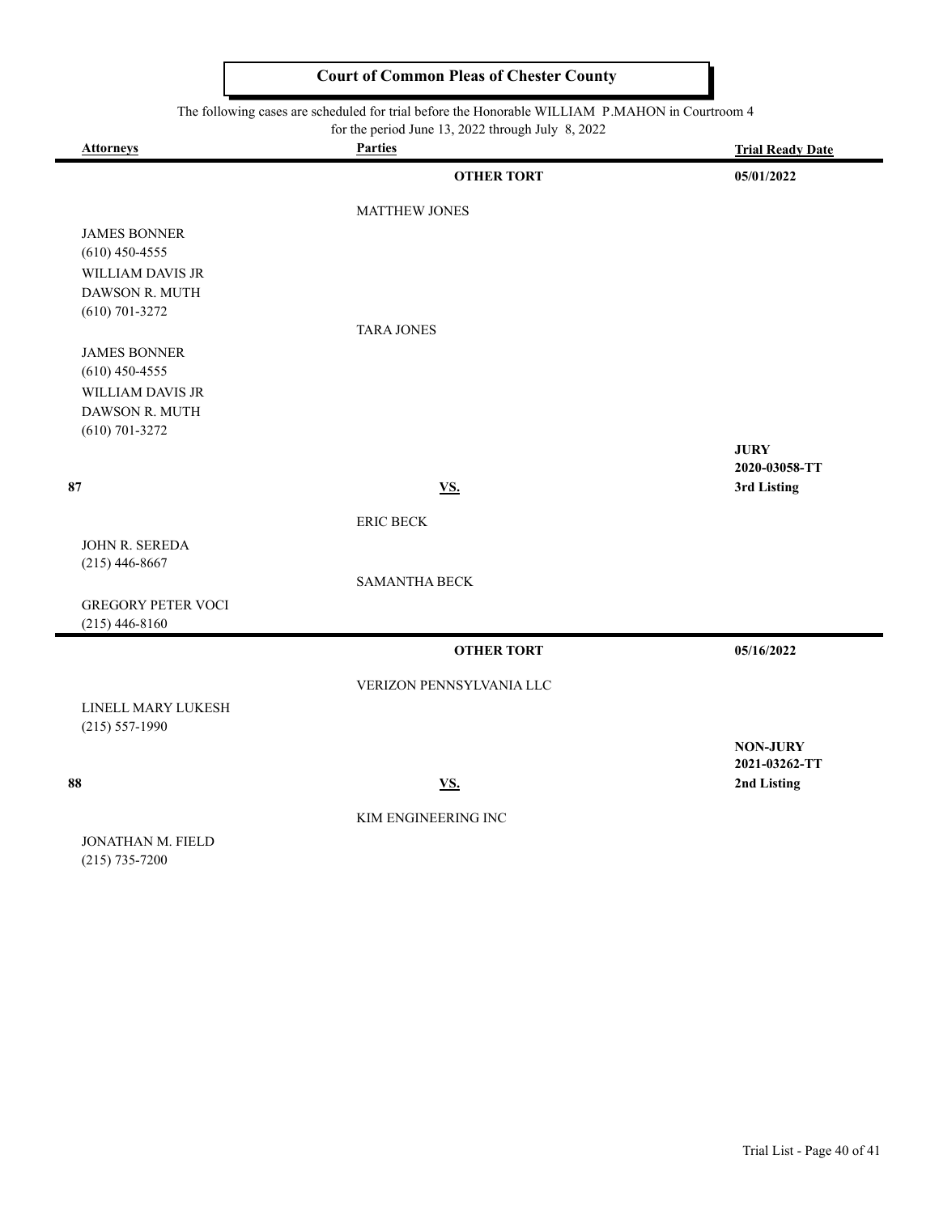# Court of Common Pleas of Chester County

The following cases are scheduled for trial before the Honorable WILLIAM P.MAHON in Courtroom 4 for the period June 13, 2022 through July 8, 2022

| Attorneys | Parties | Trial Ready Date |
|---|---|---|
| | **OTHER TORT** | **05/01/2022** |
| | MATTHEW JONES | |
| JAMES BONNER<br>(610) 450-4555<br>WILLIAM DAVIS JR<br>DAWSON R. MUTH<br>(610) 701-3272 | | |
| | TARA JONES | |
| JAMES BONNER<br>(610) 450-4555<br>WILLIAM DAVIS JR<br>DAWSON R. MUTH<br>(610) 701-3272 | | |
| **87** | **VS.** | **JURY**<br>**2020-03058-TT**<br>**3rd Listing** |
| | ERIC BECK | |
| JOHN R. SEREDA<br>(215) 446-8667 | | |
| | SAMANTHA BECK | |
| GREGORY PETER VOCI<br>(215) 446-8160 | | |
| | **OTHER TORT** | **05/16/2022** |
| | VERIZON PENNSYLVANIA LLC | |
| LINELL MARY LUKESH<br>(215) 557-1990 | | |
| **88** | **VS.** | **NON-JURY**<br>**2021-03262-TT**<br>**2nd Listing** |
| | KIM ENGINEERING INC | |
| JONATHAN M. FIELD<br>(215) 735-7200 | | |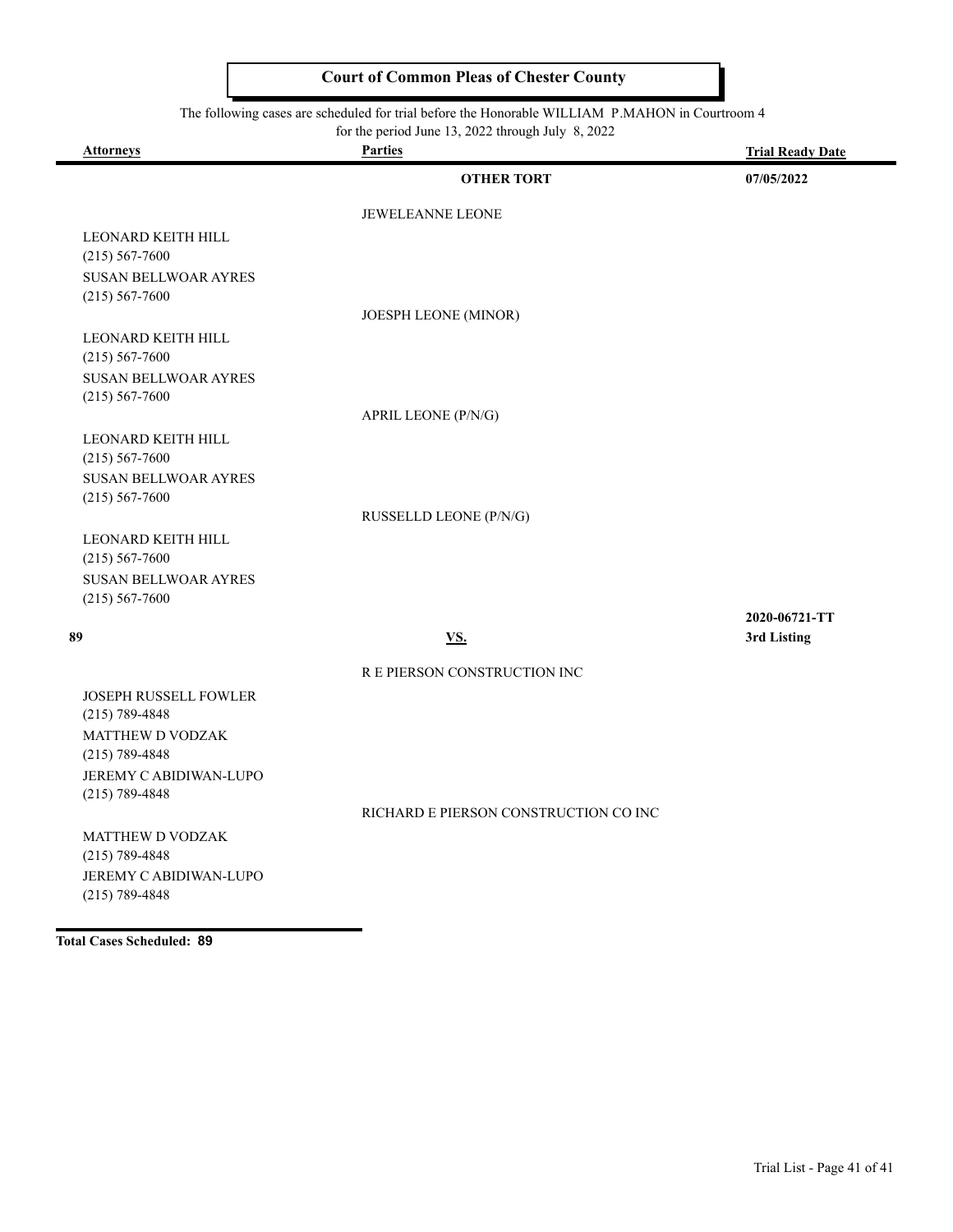**Court of Common Pleas of Chester County**

The following cases are scheduled for trial before the Honorable WILLIAM P.MAHON in Courtroom 4
for the period June 13, 2022 through July 8, 2022

| Attorneys | Parties | Trial Ready Date |
|---|---|---|
| | **OTHER TORT** | **07/05/2022** |
| | JEWELEANNE LEONE | |
| LEONARD KEITH HILL (215) 567-7600 | | |
| SUSAN BELLWOAR AYRES (215) 567-7600 | | |
| | JOESPH LEONE (MINOR) | |
| LEONARD KEITH HILL (215) 567-7600 | | |
| SUSAN BELLWOAR AYRES (215) 567-7600 | | |
| | APRIL LEONE (P/N/G) | |
| LEONARD KEITH HILL (215) 567-7600 | | |
| SUSAN BELLWOAR AYRES (215) 567-7600 | | |
| | RUSSELLD LEONE (P/N/G) | |
| LEONARD KEITH HILL (215) 567-7600 | | |
| SUSAN BELLWOAR AYRES (215) 567-7600 | | |
| **89** | **VS.** | **2020-06721-TT** **3rd Listing** |
| | R E PIERSON CONSTRUCTION INC | |
| JOSEPH RUSSELL FOWLER (215) 789-4848 | | |
| MATTHEW D VODZAK (215) 789-4848 | | |
| JEREMY C ABIDIWAN-LUPO (215) 789-4848 | | |
| | RICHARD E PIERSON CONSTRUCTION CO INC | |
| MATTHEW D VODZAK (215) 789-4848 | | |
| JEREMY C ABIDIWAN-LUPO (215) 789-4848 | | |

**Total Cases Scheduled: 89**